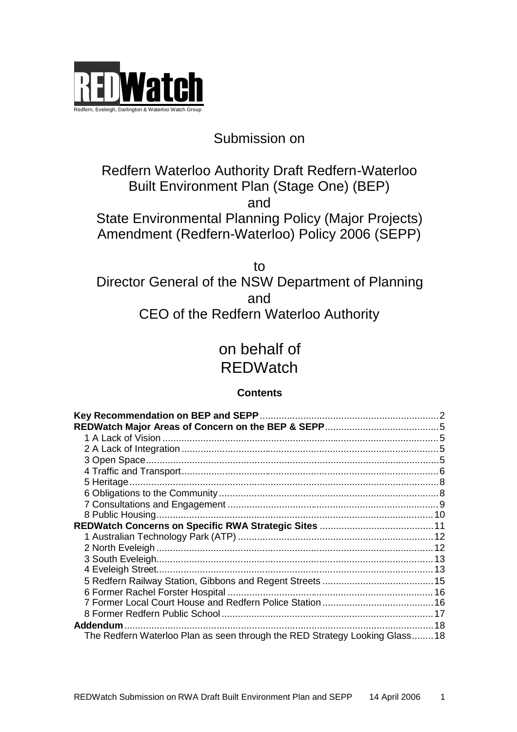REDWatch

Redfern, Eveleigh, Darlington & Waterloo Watch Group

Submission on

Redfern Waterloo Authority Draft Redfern-Waterloo Built Environment Plan (Stage One) (BEP)

and

State Environmental Planning Policy (Major Projects) Amendment (Redfern-Waterloo) Policy 2006 (SEPP)

to

Director General of the NSW Department of Planning

and

CEO of the Redfern Waterloo Authority

on behalf of

REDWatch

**Contents**

**Key Recommendation on BEP and SEPP** .......... 2
**REDWatch Major Areas of Concern on the BEP & SEPP** .......... 5
- 1 A Lack of Vision .......... 5
- 2 A Lack of Integration .......... 5
- 3 Open Space .......... 5
- 4 Traffic and Transport .......... 6
- 5 Heritage .......... 8
- 6 Obligations to the Community .......... 8
- 7 Consultations and Engagement .......... 9
- 8 Public Housing .......... 10

**REDWatch Concerns on Specific RWA Strategic Sites** .......... 11
- 1 Australian Technology Park (ATP) .......... 12
- 2 North Eveleigh .......... 12
- 3 South Eveleigh .......... 13
- 4 Eveleigh Street .......... 13
- 5 Redfern Railway Station, Gibbons and Regent Streets .......... 15
- 6 Former Rachel Forster Hospital .......... 16
- 7 Former Local Court House and Redfern Police Station .......... 16
- 8 Former Redfern Public School .......... 17

**Addendum** .......... 18
- The Redfern Waterloo Plan as seen through the RED Strategy Looking Glass .......... 18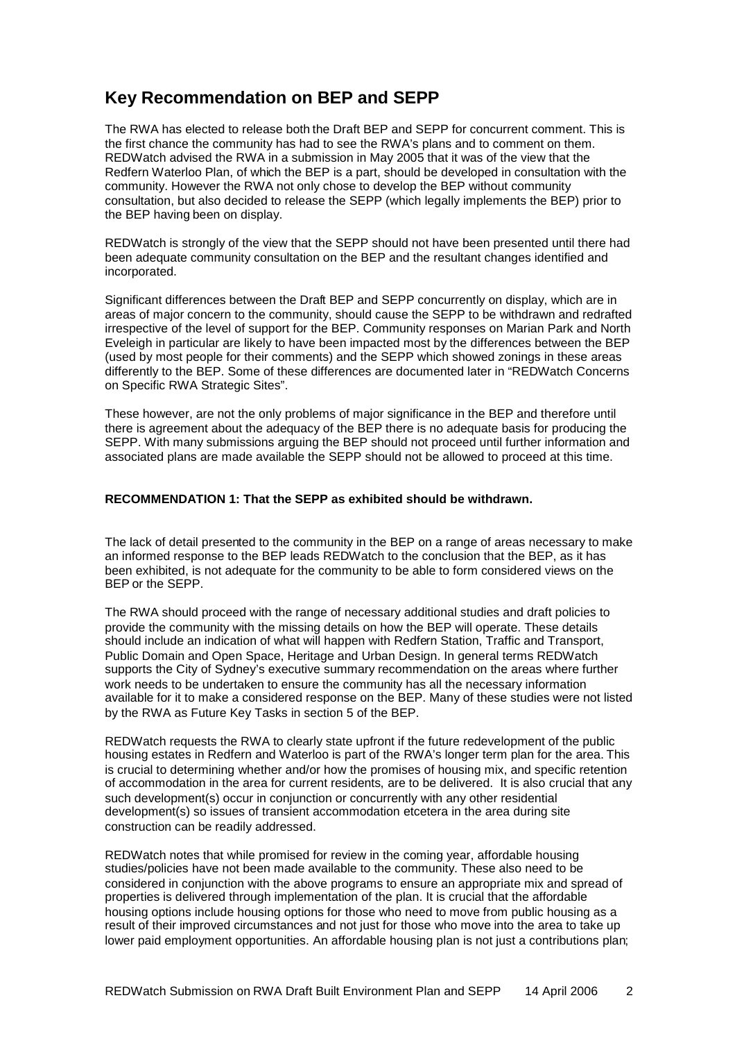## Key Recommendation on BEP and SEPP

The RWA has elected to release both the Draft BEP and SEPP for concurrent comment. This is the first chance the community has had to see the RWA's plans and to comment on them. REDWatch advised the RWA in a submission in May 2005 that it was of the view that the Redfern Waterloo Plan, of which the BEP is a part, should be developed in consultation with the community. However the RWA not only chose to develop the BEP without community consultation, but also decided to release the SEPP (which legally implements the BEP) prior to the BEP having been on display.

REDWatch is strongly of the view that the SEPP should not have been presented until there had been adequate community consultation on the BEP and the resultant changes identified and incorporated.

Significant differences between the Draft BEP and SEPP concurrently on display, which are in areas of major concern to the community, should cause the SEPP to be withdrawn and redrafted irrespective of the level of support for the BEP. Community responses on Marian Park and North Eveleigh in particular are likely to have been impacted most by the differences between the BEP (used by most people for their comments) and the SEPP which showed zonings in these areas differently to the BEP. Some of these differences are documented later in "REDWatch Concerns on Specific RWA Strategic Sites".

These however, are not the only problems of major significance in the BEP and therefore until there is agreement about the adequacy of the BEP there is no adequate basis for producing the SEPP. With many submissions arguing the BEP should not proceed until further information and associated plans are made available the SEPP should not be allowed to proceed at this time.

**RECOMMENDATION 1: That the SEPP as exhibited should be withdrawn.**

The lack of detail presented to the community in the BEP on a range of areas necessary to make an informed response to the BEP leads REDWatch to the conclusion that the BEP, as it has been exhibited, is not adequate for the community to be able to form considered views on the BEP or the SEPP.

The RWA should proceed with the range of necessary additional studies and draft policies to provide the community with the missing details on how the BEP will operate. These details should include an indication of what will happen with Redfern Station, Traffic and Transport, Public Domain and Open Space, Heritage and Urban Design. In general terms REDWatch supports the City of Sydney's executive summary recommendation on the areas where further work needs to be undertaken to ensure the community has all the necessary information available for it to make a considered response on the BEP. Many of these studies were not listed by the RWA as Future Key Tasks in section 5 of the BEP.

REDWatch requests the RWA to clearly state upfront if the future redevelopment of the public housing estates in Redfern and Waterloo is part of the RWA's longer term plan for the area. This is crucial to determining whether and/or how the promises of housing mix, and specific retention of accommodation in the area for current residents, are to be delivered. It is also crucial that any such development(s) occur in conjunction or concurrently with any other residential development(s) so issues of transient accommodation etcetera in the area during site construction can be readily addressed.

REDWatch notes that while promised for review in the coming year, affordable housing studies/policies have not been made available to the community. These also need to be considered in conjunction with the above programs to ensure an appropriate mix and spread of properties is delivered through implementation of the plan. It is crucial that the affordable housing options include housing options for those who need to move from public housing as a result of their improved circumstances and not just for those who move into the area to take up lower paid employment opportunities. An affordable housing plan is not just a contributions plan;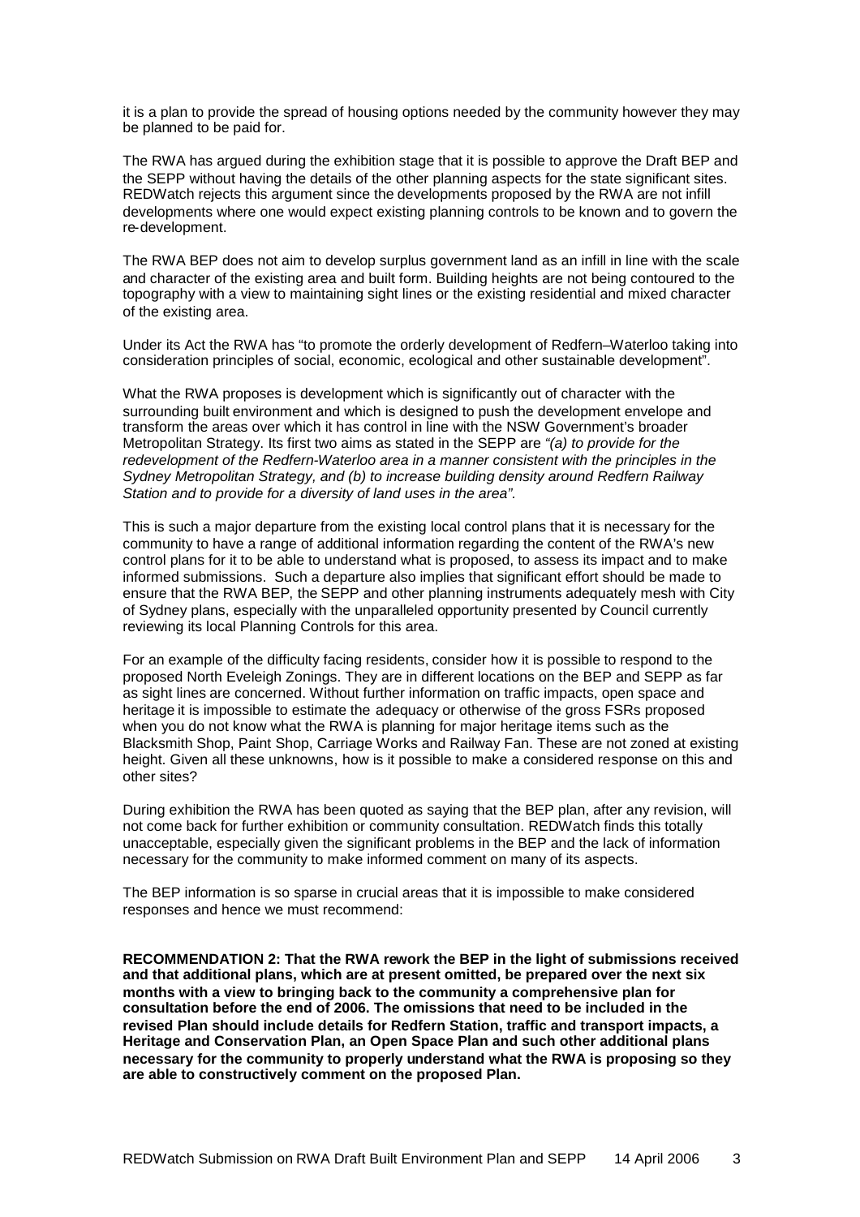it is a plan to provide the spread of housing options needed by the community however they may be planned to be paid for.

The RWA has argued during the exhibition stage that it is possible to approve the Draft BEP and the SEPP without having the details of the other planning aspects for the state significant sites. REDWatch rejects this argument since the developments proposed by the RWA are not infill developments where one would expect existing planning controls to be known and to govern the re-development.

The RWA BEP does not aim to develop surplus government land as an infill in line with the scale and character of the existing area and built form. Building heights are not being contoured to the topography with a view to maintaining sight lines or the existing residential and mixed character of the existing area.

Under its Act the RWA has "to promote the orderly development of Redfern–Waterloo taking into consideration principles of social, economic, ecological and other sustainable development".

What the RWA proposes is development which is significantly out of character with the surrounding built environment and which is designed to push the development envelope and transform the areas over which it has control in line with the NSW Government's broader Metropolitan Strategy. Its first two aims as stated in the SEPP are *"(a) to provide for the redevelopment of the Redfern-Waterloo area in a manner consistent with the principles in the Sydney Metropolitan Strategy, and (b) to increase building density around Redfern Railway Station and to provide for a diversity of land uses in the area"*.

This is such a major departure from the existing local control plans that it is necessary for the community to have a range of additional information regarding the content of the RWA's new control plans for it to be able to understand what is proposed, to assess its impact and to make informed submissions. Such a departure also implies that significant effort should be made to ensure that the RWA BEP, the SEPP and other planning instruments adequately mesh with City of Sydney plans, especially with the unparalleled opportunity presented by Council currently reviewing its local Planning Controls for this area.

For an example of the difficulty facing residents, consider how it is possible to respond to the proposed North Eveleigh Zonings. They are in different locations on the BEP and SEPP as far as sight lines are concerned. Without further information on traffic impacts, open space and heritage it is impossible to estimate the adequacy or otherwise of the gross FSRs proposed when you do not know what the RWA is planning for major heritage items such as the Blacksmith Shop, Paint Shop, Carriage Works and Railway Fan. These are not zoned at existing height. Given all these unknowns, how is it possible to make a considered response on this and other sites?

During exhibition the RWA has been quoted as saying that the BEP plan, after any revision, will not come back for further exhibition or community consultation. REDWatch finds this totally unacceptable, especially given the significant problems in the BEP and the lack of information necessary for the community to make informed comment on many of its aspects.

The BEP information is so sparse in crucial areas that it is impossible to make considered responses and hence we must recommend:

**RECOMMENDATION 2: That the RWA rework the BEP in the light of submissions received and that additional plans, which are at present omitted, be prepared over the next six months with a view to bringing back to the community a comprehensive plan for consultation before the end of 2006. The omissions that need to be included in the revised Plan should include details for Redfern Station, traffic and transport impacts, a Heritage and Conservation Plan, an Open Space Plan and such other additional plans necessary for the community to properly understand what the RWA is proposing so they are able to constructively comment on the proposed Plan.**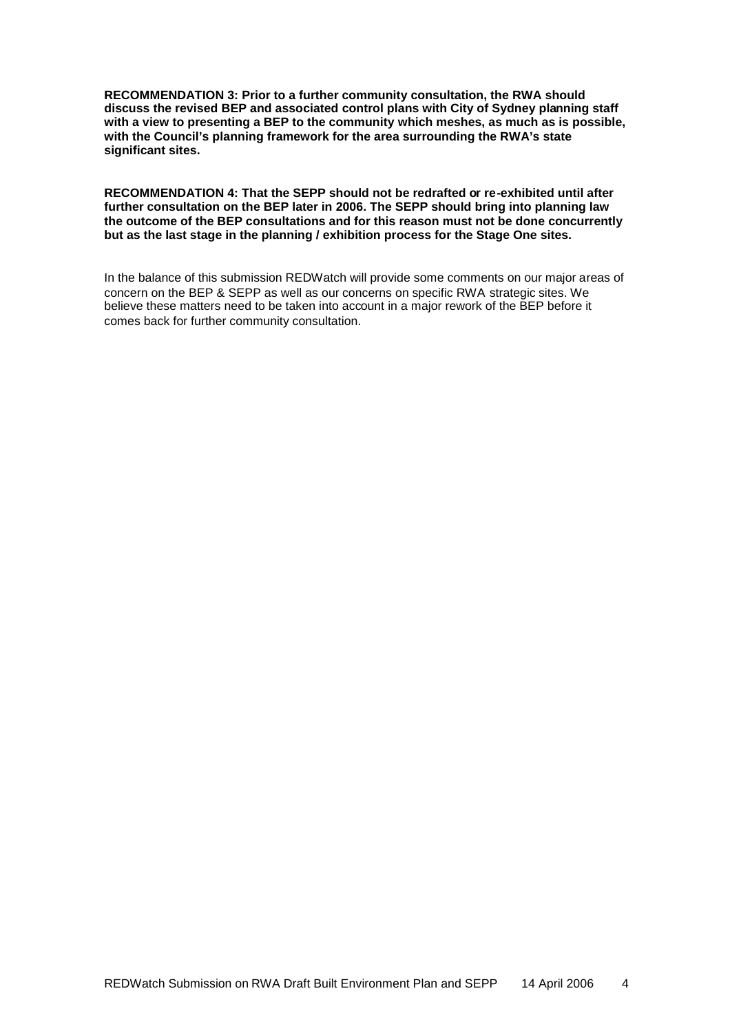**RECOMMENDATION 3: Prior to a further community consultation, the RWA should discuss the revised BEP and associated control plans with City of Sydney planning staff with a view to presenting a BEP to the community which meshes, as much as is possible, with the Council's planning framework for the area surrounding the RWA's state significant sites.**

**RECOMMENDATION 4: That the SEPP should not be redrafted or re-exhibited until after further consultation on the BEP later in 2006. The SEPP should bring into planning law the outcome of the BEP consultations and for this reason must not be done concurrently but as the last stage in the planning / exhibition process for the Stage One sites.**

In the balance of this submission REDWatch will provide some comments on our major areas of concern on the BEP & SEPP as well as our concerns on specific RWA strategic sites. We believe these matters need to be taken into account in a major rework of the BEP before it comes back for further community consultation.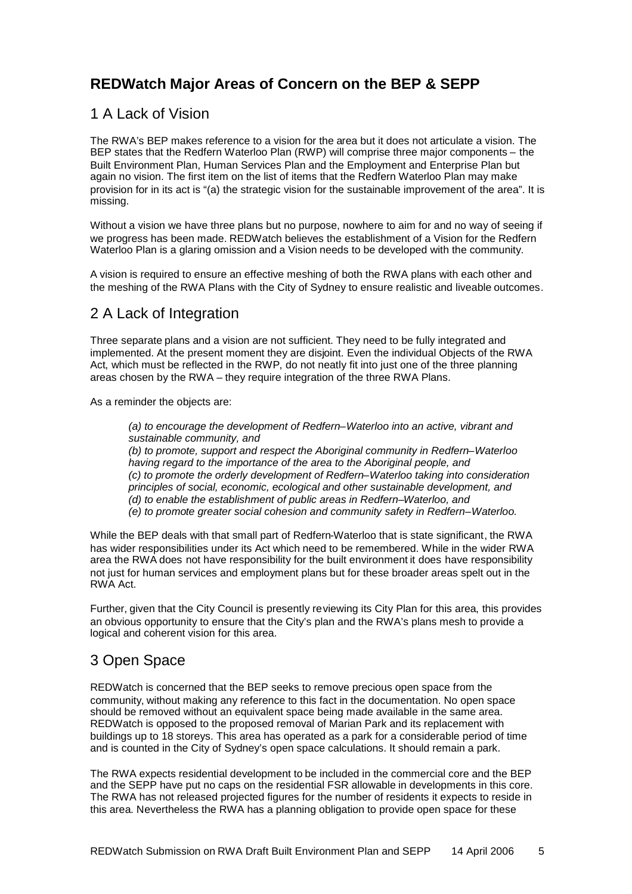## REDWatch Major Areas of Concern on the BEP & SEPP

### 1 A Lack of Vision

The RWA's BEP makes reference to a vision for the area but it does not articulate a vision. The BEP states that the Redfern Waterloo Plan (RWP) will comprise three major components – the Built Environment Plan, Human Services Plan and the Employment and Enterprise Plan but again no vision. The first item on the list of items that the Redfern Waterloo Plan may make provision for in its act is "(a) the strategic vision for the sustainable improvement of the area". It is missing.

Without a vision we have three plans but no purpose, nowhere to aim for and no way of seeing if we progress has been made. REDWatch believes the establishment of a Vision for the Redfern Waterloo Plan is a glaring omission and a Vision needs to be developed with the community.

A vision is required to ensure an effective meshing of both the RWA plans with each other and the meshing of the RWA Plans with the City of Sydney to ensure realistic and liveable outcomes.

### 2 A Lack of Integration

Three separate plans and a vision are not sufficient. They need to be fully integrated and implemented. At the present moment they are disjoint. Even the individual Objects of the RWA Act, which must be reflected in the RWP, do not neatly fit into just one of the three planning areas chosen by the RWA – they require integration of the three RWA Plans.

As a reminder the objects are:

> *(a) to encourage the development of Redfern–Waterloo into an active, vibrant and sustainable community, and*
> *(b) to promote, support and respect the Aboriginal community in Redfern–Waterloo having regard to the importance of the area to the Aboriginal people, and*
> *(c) to promote the orderly development of Redfern–Waterloo taking into consideration principles of social, economic, ecological and other sustainable development, and*
> *(d) to enable the establishment of public areas in Redfern–Waterloo, and*
> *(e) to promote greater social cohesion and community safety in Redfern–Waterloo.*

While the BEP deals with that small part of Redfern-Waterloo that is state significant, the RWA has wider responsibilities under its Act which need to be remembered. While in the wider RWA area the RWA does not have responsibility for the built environment it does have responsibility not just for human services and employment plans but for these broader areas spelt out in the RWA Act.

Further, given that the City Council is presently reviewing its City Plan for this area, this provides an obvious opportunity to ensure that the City's plan and the RWA's plans mesh to provide a logical and coherent vision for this area.

### 3 Open Space

REDWatch is concerned that the BEP seeks to remove precious open space from the community, without making any reference to this fact in the documentation. No open space should be removed without an equivalent space being made available in the same area. REDWatch is opposed to the proposed removal of Marian Park and its replacement with buildings up to 18 storeys. This area has operated as a park for a considerable period of time and is counted in the City of Sydney's open space calculations. It should remain a park.

The RWA expects residential development to be included in the commercial core and the BEP and the SEPP have put no caps on the residential FSR allowable in developments in this core. The RWA has not released projected figures for the number of residents it expects to reside in this area. Nevertheless the RWA has a planning obligation to provide open space for these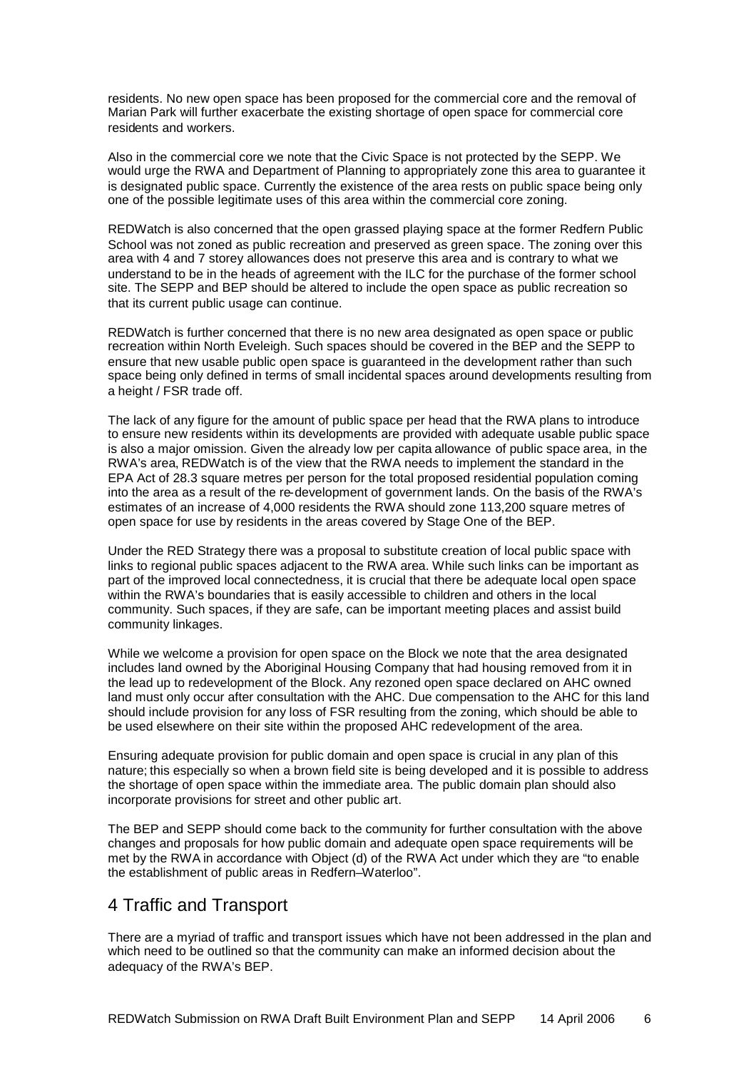residents. No new open space has been proposed for the commercial core and the removal of Marian Park will further exacerbate the existing shortage of open space for commercial core residents and workers.

Also in the commercial core we note that the Civic Space is not protected by the SEPP. We would urge the RWA and Department of Planning to appropriately zone this area to guarantee it is designated public space. Currently the existence of the area rests on public space being only one of the possible legitimate uses of this area within the commercial core zoning.

REDWatch is also concerned that the open grassed playing space at the former Redfern Public School was not zoned as public recreation and preserved as green space. The zoning over this area with 4 and 7 storey allowances does not preserve this area and is contrary to what we understand to be in the heads of agreement with the ILC for the purchase of the former school site. The SEPP and BEP should be altered to include the open space as public recreation so that its current public usage can continue.

REDWatch is further concerned that there is no new area designated as open space or public recreation within North Eveleigh. Such spaces should be covered in the BEP and the SEPP to ensure that new usable public open space is guaranteed in the development rather than such space being only defined in terms of small incidental spaces around developments resulting from a height / FSR trade off.

The lack of any figure for the amount of public space per head that the RWA plans to introduce to ensure new residents within its developments are provided with adequate usable public space is also a major omission. Given the already low per capita allowance of public space area, in the RWA's area, REDWatch is of the view that the RWA needs to implement the standard in the EPA Act of 28.3 square metres per person for the total proposed residential population coming into the area as a result of the re-development of government lands. On the basis of the RWA's estimates of an increase of 4,000 residents the RWA should zone 113,200 square metres of open space for use by residents in the areas covered by Stage One of the BEP.

Under the RED Strategy there was a proposal to substitute creation of local public space with links to regional public spaces adjacent to the RWA area. While such links can be important as part of the improved local connectedness, it is crucial that there be adequate local open space within the RWA's boundaries that is easily accessible to children and others in the local community. Such spaces, if they are safe, can be important meeting places and assist build community linkages.

While we welcome a provision for open space on the Block we note that the area designated includes land owned by the Aboriginal Housing Company that had housing removed from it in the lead up to redevelopment of the Block. Any rezoned open space declared on AHC owned land must only occur after consultation with the AHC. Due compensation to the AHC for this land should include provision for any loss of FSR resulting from the zoning, which should be able to be used elsewhere on their site within the proposed AHC redevelopment of the area.

Ensuring adequate provision for public domain and open space is crucial in any plan of this nature; this especially so when a brown field site is being developed and it is possible to address the shortage of open space within the immediate area. The public domain plan should also incorporate provisions for street and other public art.

The BEP and SEPP should come back to the community for further consultation with the above changes and proposals for how public domain and adequate open space requirements will be met by the RWA in accordance with Object (d) of the RWA Act under which they are "to enable the establishment of public areas in Redfern–Waterloo".

## 4 Traffic and Transport

There are a myriad of traffic and transport issues which have not been addressed in the plan and which need to be outlined so that the community can make an informed decision about the adequacy of the RWA's BEP.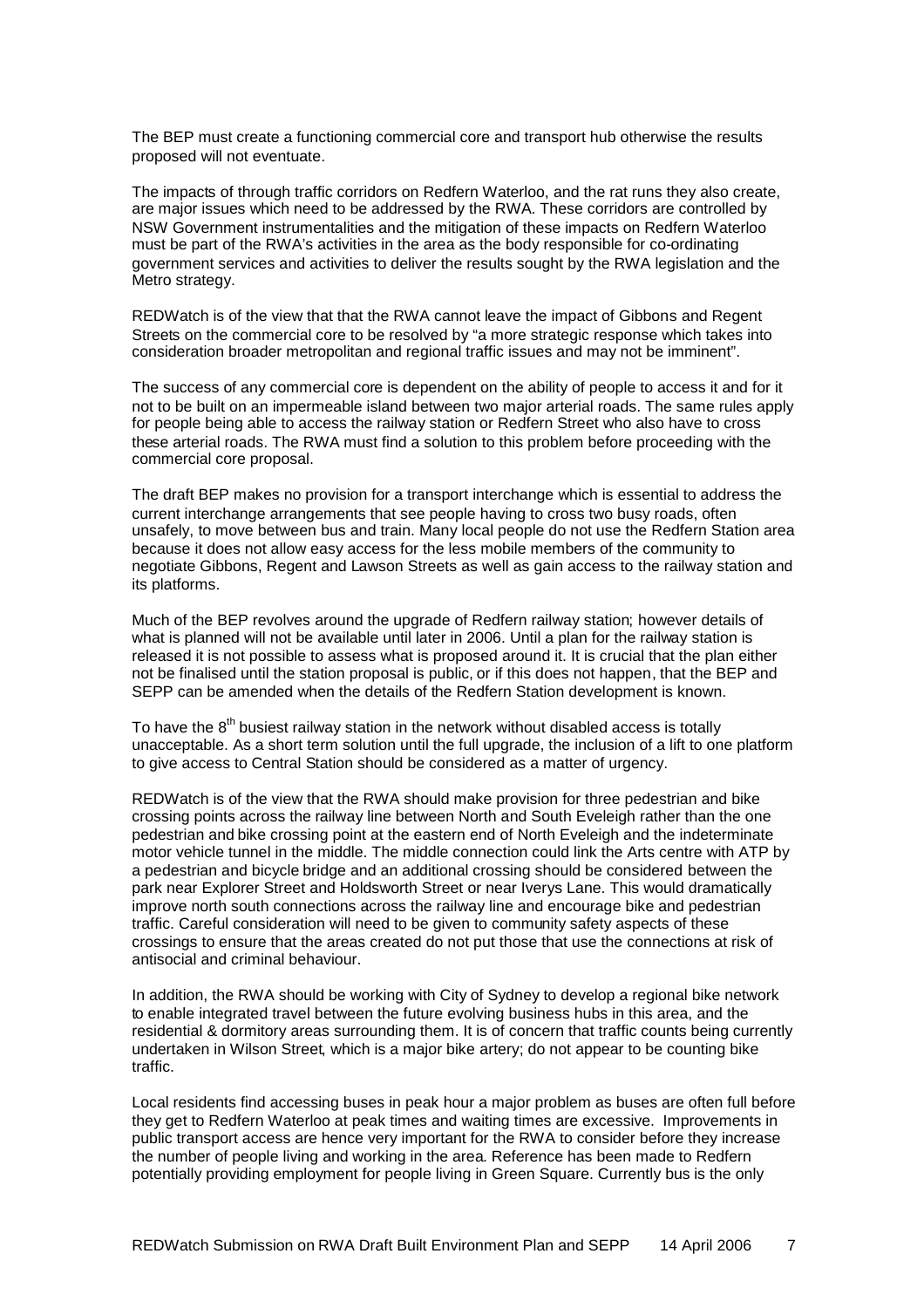The BEP must create a functioning commercial core and transport hub otherwise the results proposed will not eventuate.

The impacts of through traffic corridors on Redfern Waterloo, and the rat runs they also create, are major issues which need to be addressed by the RWA. These corridors are controlled by NSW Government instrumentalities and the mitigation of these impacts on Redfern Waterloo must be part of the RWA's activities in the area as the body responsible for co-ordinating government services and activities to deliver the results sought by the RWA legislation and the Metro strategy.

REDWatch is of the view that that the RWA cannot leave the impact of Gibbons and Regent Streets on the commercial core to be resolved by "a more strategic response which takes into consideration broader metropolitan and regional traffic issues and may not be imminent".

The success of any commercial core is dependent on the ability of people to access it and for it not to be built on an impermeable island between two major arterial roads. The same rules apply for people being able to access the railway station or Redfern Street who also have to cross these arterial roads. The RWA must find a solution to this problem before proceeding with the commercial core proposal.

The draft BEP makes no provision for a transport interchange which is essential to address the current interchange arrangements that see people having to cross two busy roads, often unsafely, to move between bus and train. Many local people do not use the Redfern Station area because it does not allow easy access for the less mobile members of the community to negotiate Gibbons, Regent and Lawson Streets as well as gain access to the railway station and its platforms.

Much of the BEP revolves around the upgrade of Redfern railway station; however details of what is planned will not be available until later in 2006. Until a plan for the railway station is released it is not possible to assess what is proposed around it. It is crucial that the plan either not be finalised until the station proposal is public, or if this does not happen, that the BEP and SEPP can be amended when the details of the Redfern Station development is known.

To have the 8th busiest railway station in the network without disabled access is totally unacceptable. As a short term solution until the full upgrade, the inclusion of a lift to one platform to give access to Central Station should be considered as a matter of urgency.

REDWatch is of the view that the RWA should make provision for three pedestrian and bike crossing points across the railway line between North and South Eveleigh rather than the one pedestrian and bike crossing point at the eastern end of North Eveleigh and the indeterminate motor vehicle tunnel in the middle. The middle connection could link the Arts centre with ATP by a pedestrian and bicycle bridge and an additional crossing should be considered between the park near Explorer Street and Holdsworth Street or near Iverys Lane. This would dramatically improve north south connections across the railway line and encourage bike and pedestrian traffic. Careful consideration will need to be given to community safety aspects of these crossings to ensure that the areas created do not put those that use the connections at risk of antisocial and criminal behaviour.

In addition, the RWA should be working with City of Sydney to develop a regional bike network to enable integrated travel between the future evolving business hubs in this area, and the residential & dormitory areas surrounding them. It is of concern that traffic counts being currently undertaken in Wilson Street, which is a major bike artery; do not appear to be counting bike traffic.

Local residents find accessing buses in peak hour a major problem as buses are often full before they get to Redfern Waterloo at peak times and waiting times are excessive. Improvements in public transport access are hence very important for the RWA to consider before they increase the number of people living and working in the area. Reference has been made to Redfern potentially providing employment for people living in Green Square. Currently bus is the only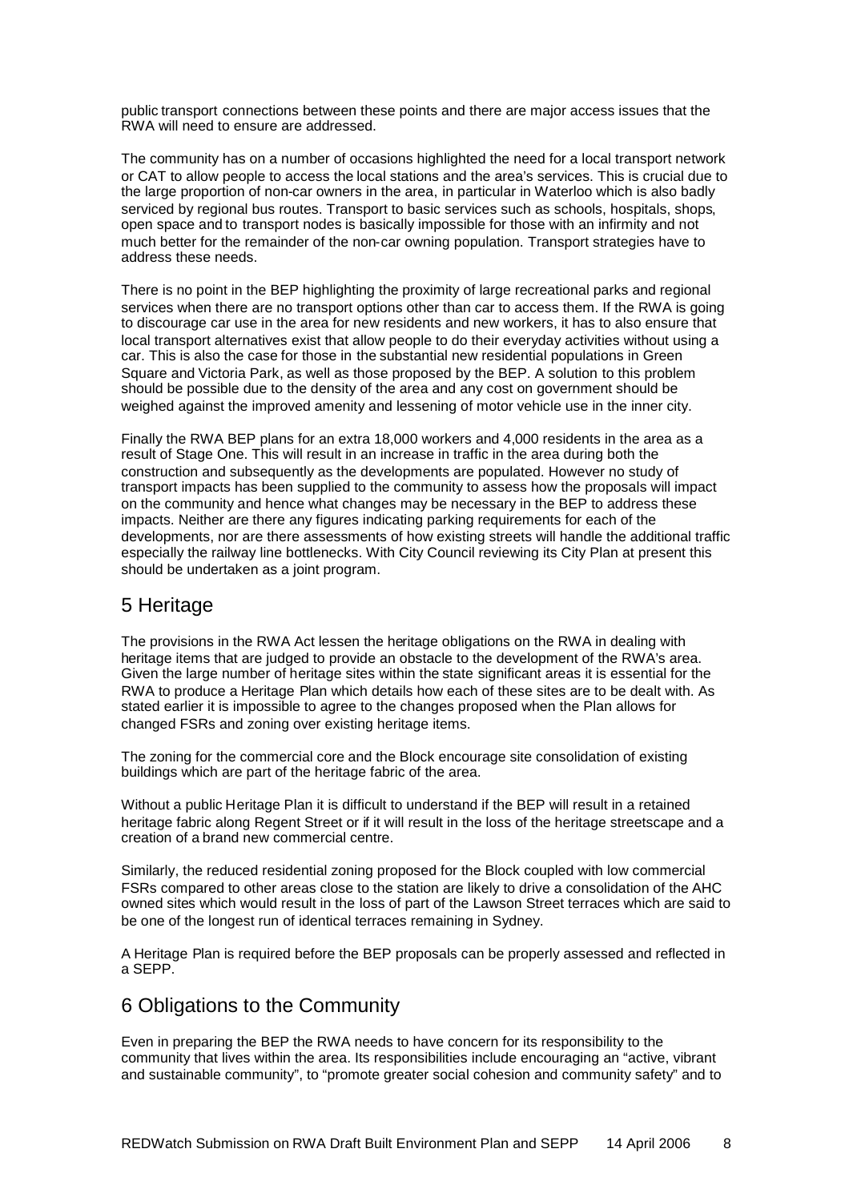public transport connections between these points and there are major access issues that the RWA will need to ensure are addressed.

The community has on a number of occasions highlighted the need for a local transport network or CAT to allow people to access the local stations and the area's services. This is crucial due to the large proportion of non-car owners in the area, in particular in Waterloo which is also badly serviced by regional bus routes. Transport to basic services such as schools, hospitals, shops, open space and to transport nodes is basically impossible for those with an infirmity and not much better for the remainder of the non-car owning population. Transport strategies have to address these needs.

There is no point in the BEP highlighting the proximity of large recreational parks and regional services when there are no transport options other than car to access them. If the RWA is going to discourage car use in the area for new residents and new workers, it has to also ensure that local transport alternatives exist that allow people to do their everyday activities without using a car. This is also the case for those in the substantial new residential populations in Green Square and Victoria Park, as well as those proposed by the BEP. A solution to this problem should be possible due to the density of the area and any cost on government should be weighed against the improved amenity and lessening of motor vehicle use in the inner city.

Finally the RWA BEP plans for an extra 18,000 workers and 4,000 residents in the area as a result of Stage One. This will result in an increase in traffic in the area during both the construction and subsequently as the developments are populated. However no study of transport impacts has been supplied to the community to assess how the proposals will impact on the community and hence what changes may be necessary in the BEP to address these impacts. Neither are there any figures indicating parking requirements for each of the developments, nor are there assessments of how existing streets will handle the additional traffic especially the railway line bottlenecks. With City Council reviewing its City Plan at present this should be undertaken as a joint program.

## 5 Heritage

The provisions in the RWA Act lessen the heritage obligations on the RWA in dealing with heritage items that are judged to provide an obstacle to the development of the RWA's area. Given the large number of heritage sites within the state significant areas it is essential for the RWA to produce a Heritage Plan which details how each of these sites are to be dealt with. As stated earlier it is impossible to agree to the changes proposed when the Plan allows for changed FSRs and zoning over existing heritage items.

The zoning for the commercial core and the Block encourage site consolidation of existing buildings which are part of the heritage fabric of the area.

Without a public Heritage Plan it is difficult to understand if the BEP will result in a retained heritage fabric along Regent Street or if it will result in the loss of the heritage streetscape and a creation of a brand new commercial centre.

Similarly, the reduced residential zoning proposed for the Block coupled with low commercial FSRs compared to other areas close to the station are likely to drive a consolidation of the AHC owned sites which would result in the loss of part of the Lawson Street terraces which are said to be one of the longest run of identical terraces remaining in Sydney.

A Heritage Plan is required before the BEP proposals can be properly assessed and reflected in a SEPP.

## 6 Obligations to the Community

Even in preparing the BEP the RWA needs to have concern for its responsibility to the community that lives within the area. Its responsibilities include encouraging an "active, vibrant and sustainable community", to "promote greater social cohesion and community safety" and to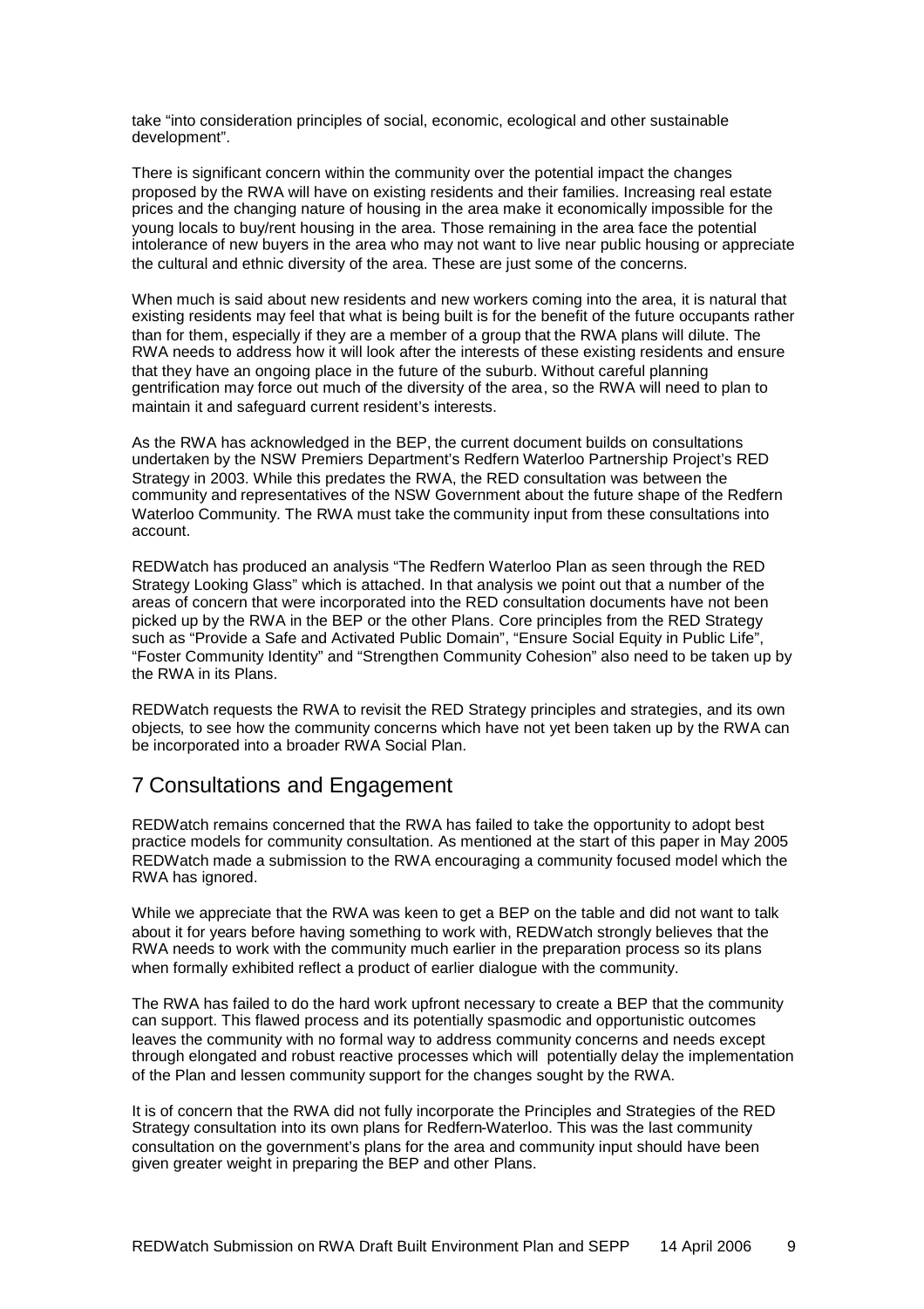take "into consideration principles of social, economic, ecological and other sustainable development".

There is significant concern within the community over the potential impact the changes proposed by the RWA will have on existing residents and their families. Increasing real estate prices and the changing nature of housing in the area make it economically impossible for the young locals to buy/rent housing in the area. Those remaining in the area face the potential intolerance of new buyers in the area who may not want to live near public housing or appreciate the cultural and ethnic diversity of the area. These are just some of the concerns.

When much is said about new residents and new workers coming into the area, it is natural that existing residents may feel that what is being built is for the benefit of the future occupants rather than for them, especially if they are a member of a group that the RWA plans will dilute. The RWA needs to address how it will look after the interests of these existing residents and ensure that they have an ongoing place in the future of the suburb. Without careful planning gentrification may force out much of the diversity of the area, so the RWA will need to plan to maintain it and safeguard current resident's interests.

As the RWA has acknowledged in the BEP, the current document builds on consultations undertaken by the NSW Premiers Department's Redfern Waterloo Partnership Project's RED Strategy in 2003. While this predates the RWA, the RED consultation was between the community and representatives of the NSW Government about the future shape of the Redfern Waterloo Community. The RWA must take the community input from these consultations into account.

REDWatch has produced an analysis "The Redfern Waterloo Plan as seen through the RED Strategy Looking Glass" which is attached. In that analysis we point out that a number of the areas of concern that were incorporated into the RED consultation documents have not been picked up by the RWA in the BEP or the other Plans. Core principles from the RED Strategy such as "Provide a Safe and Activated Public Domain", "Ensure Social Equity in Public Life", "Foster Community Identity" and "Strengthen Community Cohesion" also need to be taken up by the RWA in its Plans.

REDWatch requests the RWA to revisit the RED Strategy principles and strategies, and its own objects, to see how the community concerns which have not yet been taken up by the RWA can be incorporated into a broader RWA Social Plan.

## 7 Consultations and Engagement

REDWatch remains concerned that the RWA has failed to take the opportunity to adopt best practice models for community consultation. As mentioned at the start of this paper in May 2005 REDWatch made a submission to the RWA encouraging a community focused model which the RWA has ignored.

While we appreciate that the RWA was keen to get a BEP on the table and did not want to talk about it for years before having something to work with, REDWatch strongly believes that the RWA needs to work with the community much earlier in the preparation process so its plans when formally exhibited reflect a product of earlier dialogue with the community.

The RWA has failed to do the hard work upfront necessary to create a BEP that the community can support. This flawed process and its potentially spasmodic and opportunistic outcomes leaves the community with no formal way to address community concerns and needs except through elongated and robust reactive processes which will potentially delay the implementation of the Plan and lessen community support for the changes sought by the RWA.

It is of concern that the RWA did not fully incorporate the Principles and Strategies of the RED Strategy consultation into its own plans for Redfern-Waterloo. This was the last community consultation on the government's plans for the area and community input should have been given greater weight in preparing the BEP and other Plans.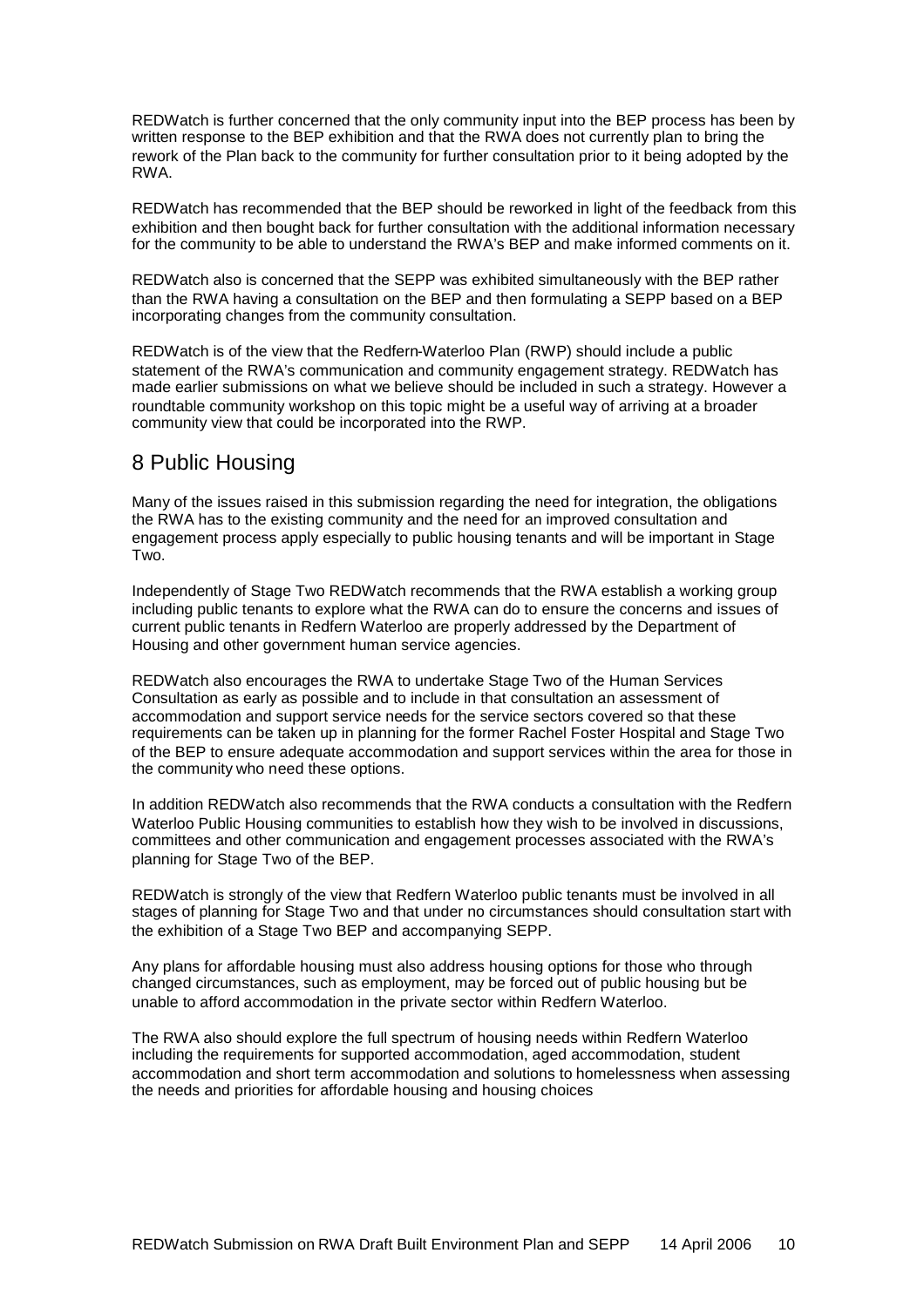REDWatch is further concerned that the only community input into the BEP process has been by written response to the BEP exhibition and that the RWA does not currently plan to bring the rework of the Plan back to the community for further consultation prior to it being adopted by the RWA.

REDWatch has recommended that the BEP should be reworked in light of the feedback from this exhibition and then bought back for further consultation with the additional information necessary for the community to be able to understand the RWA's BEP and make informed comments on it.

REDWatch also is concerned that the SEPP was exhibited simultaneously with the BEP rather than the RWA having a consultation on the BEP and then formulating a SEPP based on a BEP incorporating changes from the community consultation.

REDWatch is of the view that the Redfern-Waterloo Plan (RWP) should include a public statement of the RWA's communication and community engagement strategy. REDWatch has made earlier submissions on what we believe should be included in such a strategy. However a roundtable community workshop on this topic might be a useful way of arriving at a broader community view that could be incorporated into the RWP.

## 8 Public Housing

Many of the issues raised in this submission regarding the need for integration, the obligations the RWA has to the existing community and the need for an improved consultation and engagement process apply especially to public housing tenants and will be important in Stage Two.

Independently of Stage Two REDWatch recommends that the RWA establish a working group including public tenants to explore what the RWA can do to ensure the concerns and issues of current public tenants in Redfern Waterloo are properly addressed by the Department of Housing and other government human service agencies.

REDWatch also encourages the RWA to undertake Stage Two of the Human Services Consultation as early as possible and to include in that consultation an assessment of accommodation and support service needs for the service sectors covered so that these requirements can be taken up in planning for the former Rachel Foster Hospital and Stage Two of the BEP to ensure adequate accommodation and support services within the area for those in the community who need these options.

In addition REDWatch also recommends that the RWA conducts a consultation with the Redfern Waterloo Public Housing communities to establish how they wish to be involved in discussions, committees and other communication and engagement processes associated with the RWA's planning for Stage Two of the BEP.

REDWatch is strongly of the view that Redfern Waterloo public tenants must be involved in all stages of planning for Stage Two and that under no circumstances should consultation start with the exhibition of a Stage Two BEP and accompanying SEPP.

Any plans for affordable housing must also address housing options for those who through changed circumstances, such as employment, may be forced out of public housing but be unable to afford accommodation in the private sector within Redfern Waterloo.

The RWA also should explore the full spectrum of housing needs within Redfern Waterloo including the requirements for supported accommodation, aged accommodation, student accommodation and short term accommodation and solutions to homelessness when assessing the needs and priorities for affordable housing and housing choices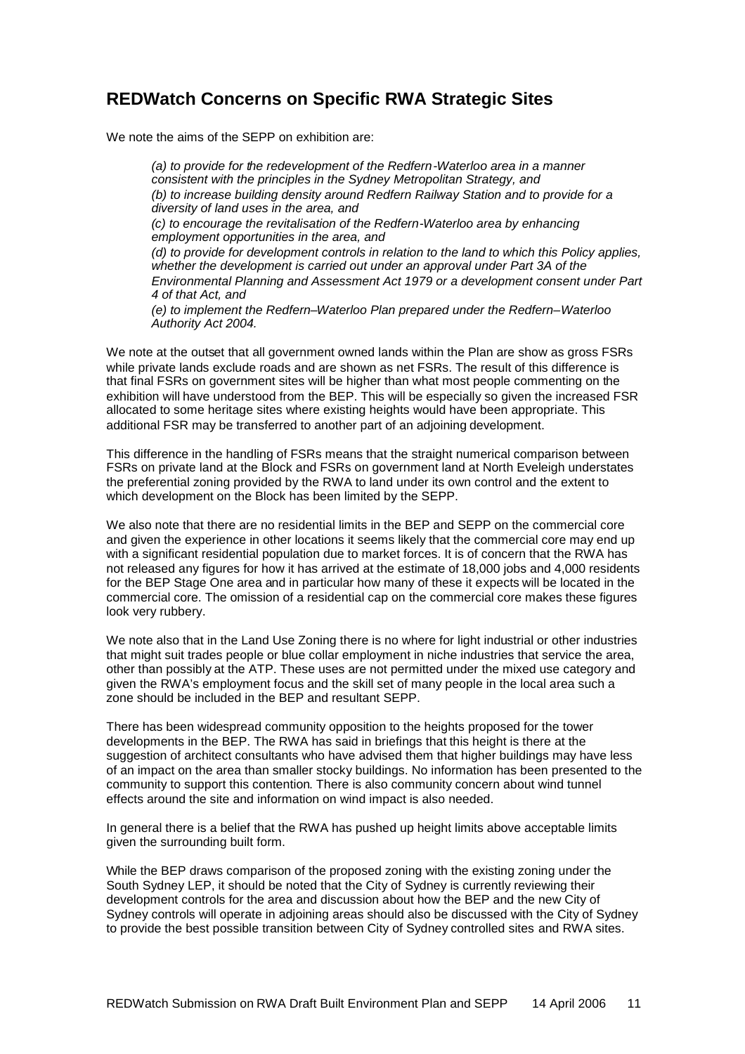## REDWatch Concerns on Specific RWA Strategic Sites

We note the aims of the SEPP on exhibition are:

> *(a) to provide for the redevelopment of the Redfern-Waterloo area in a manner consistent with the principles in the Sydney Metropolitan Strategy, and*
> *(b) to increase building density around Redfern Railway Station and to provide for a diversity of land uses in the area, and*
> *(c) to encourage the revitalisation of the Redfern-Waterloo area by enhancing employment opportunities in the area, and*
> *(d) to provide for development controls in relation to the land to which this Policy applies, whether the development is carried out under an approval under Part 3A of the Environmental Planning and Assessment Act 1979 or a development consent under Part 4 of that Act, and*
> *(e) to implement the Redfern–Waterloo Plan prepared under the Redfern–Waterloo Authority Act 2004.*

We note at the outset that all government owned lands within the Plan are show as gross FSRs while private lands exclude roads and are shown as net FSRs. The result of this difference is that final FSRs on government sites will be higher than what most people commenting on the exhibition will have understood from the BEP. This will be especially so given the increased FSR allocated to some heritage sites where existing heights would have been appropriate. This additional FSR may be transferred to another part of an adjoining development.

This difference in the handling of FSRs means that the straight numerical comparison between FSRs on private land at the Block and FSRs on government land at North Eveleigh understates the preferential zoning provided by the RWA to land under its own control and the extent to which development on the Block has been limited by the SEPP.

We also note that there are no residential limits in the BEP and SEPP on the commercial core and given the experience in other locations it seems likely that the commercial core may end up with a significant residential population due to market forces. It is of concern that the RWA has not released any figures for how it has arrived at the estimate of 18,000 jobs and 4,000 residents for the BEP Stage One area and in particular how many of these it expects will be located in the commercial core. The omission of a residential cap on the commercial core makes these figures look very rubbery.

We note also that in the Land Use Zoning there is no where for light industrial or other industries that might suit trades people or blue collar employment in niche industries that service the area, other than possibly at the ATP. These uses are not permitted under the mixed use category and given the RWA's employment focus and the skill set of many people in the local area such a zone should be included in the BEP and resultant SEPP.

There has been widespread community opposition to the heights proposed for the tower developments in the BEP. The RWA has said in briefings that this height is there at the suggestion of architect consultants who have advised them that higher buildings may have less of an impact on the area than smaller stocky buildings. No information has been presented to the community to support this contention. There is also community concern about wind tunnel effects around the site and information on wind impact is also needed.

In general there is a belief that the RWA has pushed up height limits above acceptable limits given the surrounding built form.

While the BEP draws comparison of the proposed zoning with the existing zoning under the South Sydney LEP, it should be noted that the City of Sydney is currently reviewing their development controls for the area and discussion about how the BEP and the new City of Sydney controls will operate in adjoining areas should also be discussed with the City of Sydney to provide the best possible transition between City of Sydney controlled sites and RWA sites.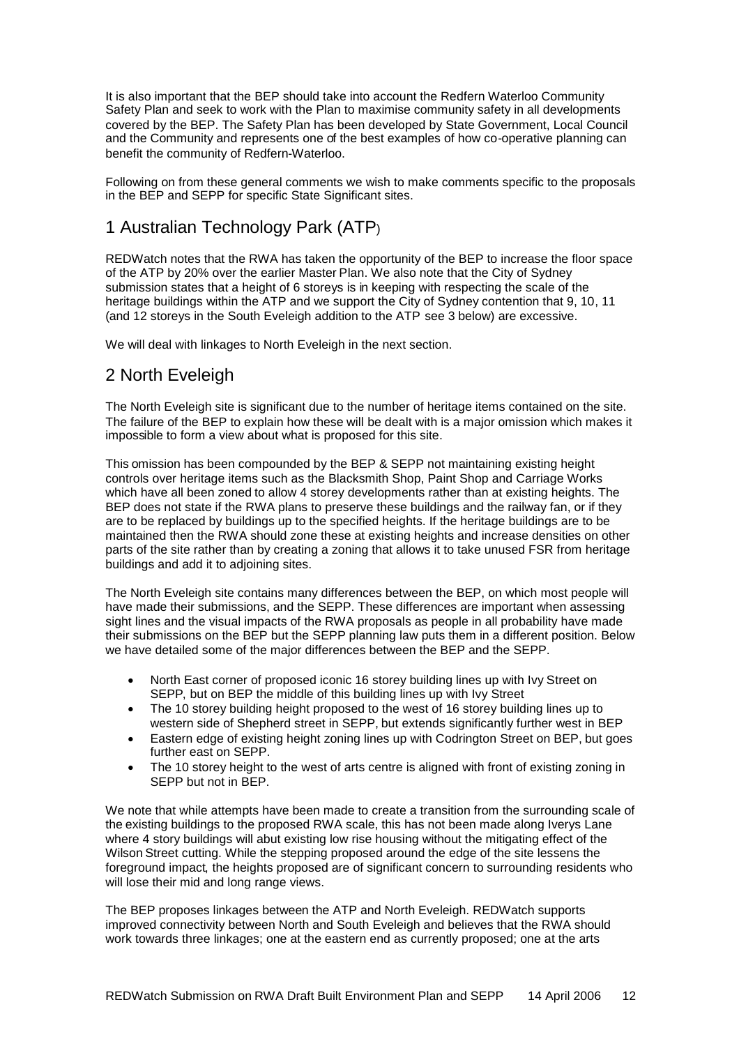It is also important that the BEP should take into account the Redfern Waterloo Community Safety Plan and seek to work with the Plan to maximise community safety in all developments covered by the BEP. The Safety Plan has been developed by State Government, Local Council and the Community and represents one of the best examples of how co-operative planning can benefit the community of Redfern-Waterloo.

Following on from these general comments we wish to make comments specific to the proposals in the BEP and SEPP for specific State Significant sites.

## 1 Australian Technology Park (ATP)

REDWatch notes that the RWA has taken the opportunity of the BEP to increase the floor space of the ATP by 20% over the earlier Master Plan. We also note that the City of Sydney submission states that a height of 6 storeys is in keeping with respecting the scale of the heritage buildings within the ATP and we support the City of Sydney contention that 9, 10, 11 (and 12 storeys in the South Eveleigh addition to the ATP see 3 below) are excessive.

We will deal with linkages to North Eveleigh in the next section.

## 2 North Eveleigh

The North Eveleigh site is significant due to the number of heritage items contained on the site. The failure of the BEP to explain how these will be dealt with is a major omission which makes it impossible to form a view about what is proposed for this site.

This omission has been compounded by the BEP & SEPP not maintaining existing height controls over heritage items such as the Blacksmith Shop, Paint Shop and Carriage Works which have all been zoned to allow 4 storey developments rather than at existing heights. The BEP does not state if the RWA plans to preserve these buildings and the railway fan, or if they are to be replaced by buildings up to the specified heights. If the heritage buildings are to be maintained then the RWA should zone these at existing heights and increase densities on other parts of the site rather than by creating a zoning that allows it to take unused FSR from heritage buildings and add it to adjoining sites.

The North Eveleigh site contains many differences between the BEP, on which most people will have made their submissions, and the SEPP. These differences are important when assessing sight lines and the visual impacts of the RWA proposals as people in all probability have made their submissions on the BEP but the SEPP planning law puts them in a different position. Below we have detailed some of the major differences between the BEP and the SEPP.

- North East corner of proposed iconic 16 storey building lines up with Ivy Street on SEPP, but on BEP the middle of this building lines up with Ivy Street
- The 10 storey building height proposed to the west of 16 storey building lines up to western side of Shepherd street in SEPP, but extends significantly further west in BEP
- Eastern edge of existing height zoning lines up with Codrington Street on BEP, but goes further east on SEPP.
- The 10 storey height to the west of arts centre is aligned with front of existing zoning in SEPP but not in BEP.

We note that while attempts have been made to create a transition from the surrounding scale of the existing buildings to the proposed RWA scale, this has not been made along Iverys Lane where 4 story buildings will abut existing low rise housing without the mitigating effect of the Wilson Street cutting. While the stepping proposed around the edge of the site lessens the foreground impact, the heights proposed are of significant concern to surrounding residents who will lose their mid and long range views.

The BEP proposes linkages between the ATP and North Eveleigh. REDWatch supports improved connectivity between North and South Eveleigh and believes that the RWA should work towards three linkages; one at the eastern end as currently proposed; one at the arts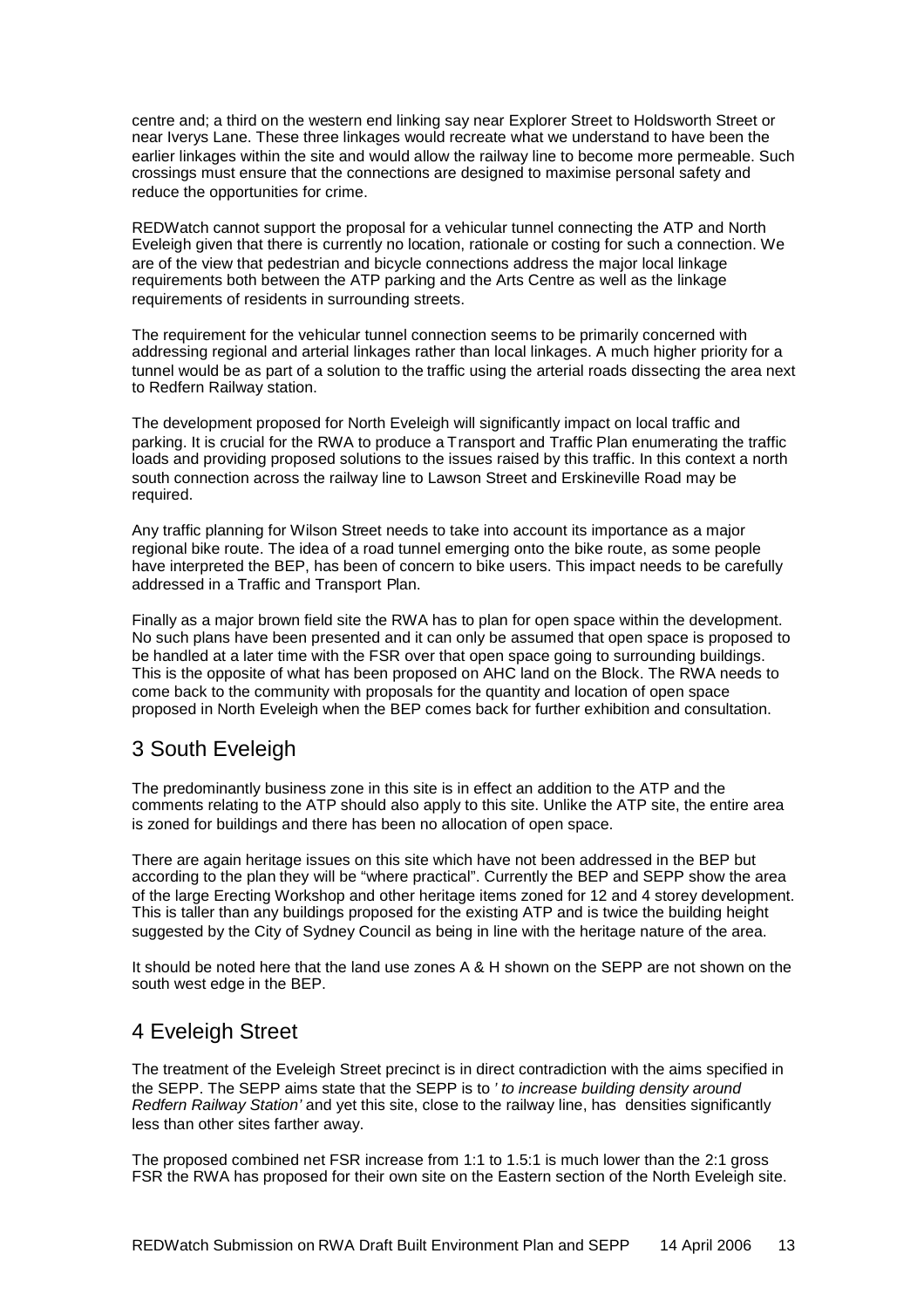centre and; a third on the western end linking say near Explorer Street to Holdsworth Street or near Iverys Lane. These three linkages would recreate what we understand to have been the earlier linkages within the site and would allow the railway line to become more permeable. Such crossings must ensure that the connections are designed to maximise personal safety and reduce the opportunities for crime.

REDWatch cannot support the proposal for a vehicular tunnel connecting the ATP and North Eveleigh given that there is currently no location, rationale or costing for such a connection. We are of the view that pedestrian and bicycle connections address the major local linkage requirements both between the ATP parking and the Arts Centre as well as the linkage requirements of residents in surrounding streets.

The requirement for the vehicular tunnel connection seems to be primarily concerned with addressing regional and arterial linkages rather than local linkages. A much higher priority for a tunnel would be as part of a solution to the traffic using the arterial roads dissecting the area next to Redfern Railway station.

The development proposed for North Eveleigh will significantly impact on local traffic and parking. It is crucial for the RWA to produce a Transport and Traffic Plan enumerating the traffic loads and providing proposed solutions to the issues raised by this traffic. In this context a north south connection across the railway line to Lawson Street and Erskineville Road may be required.

Any traffic planning for Wilson Street needs to take into account its importance as a major regional bike route. The idea of a road tunnel emerging onto the bike route, as some people have interpreted the BEP, has been of concern to bike users. This impact needs to be carefully addressed in a Traffic and Transport Plan.

Finally as a major brown field site the RWA has to plan for open space within the development. No such plans have been presented and it can only be assumed that open space is proposed to be handled at a later time with the FSR over that open space going to surrounding buildings. This is the opposite of what has been proposed on AHC land on the Block. The RWA needs to come back to the community with proposals for the quantity and location of open space proposed in North Eveleigh when the BEP comes back for further exhibition and consultation.

## 3 South Eveleigh

The predominantly business zone in this site is in effect an addition to the ATP and the comments relating to the ATP should also apply to this site. Unlike the ATP site, the entire area is zoned for buildings and there has been no allocation of open space.

There are again heritage issues on this site which have not been addressed in the BEP but according to the plan they will be "where practical". Currently the BEP and SEPP show the area of the large Erecting Workshop and other heritage items zoned for 12 and 4 storey development. This is taller than any buildings proposed for the existing ATP and is twice the building height suggested by the City of Sydney Council as being in line with the heritage nature of the area.

It should be noted here that the land use zones A & H shown on the SEPP are not shown on the south west edge in the BEP.

## 4 Eveleigh Street

The treatment of the Eveleigh Street precinct is in direct contradiction with the aims specified in the SEPP. The SEPP aims state that the SEPP is to *' to increase building density around Redfern Railway Station'* and yet this site, close to the railway line, has densities significantly less than other sites farther away.

The proposed combined net FSR increase from 1:1 to 1.5:1 is much lower than the 2:1 gross FSR the RWA has proposed for their own site on the Eastern section of the North Eveleigh site.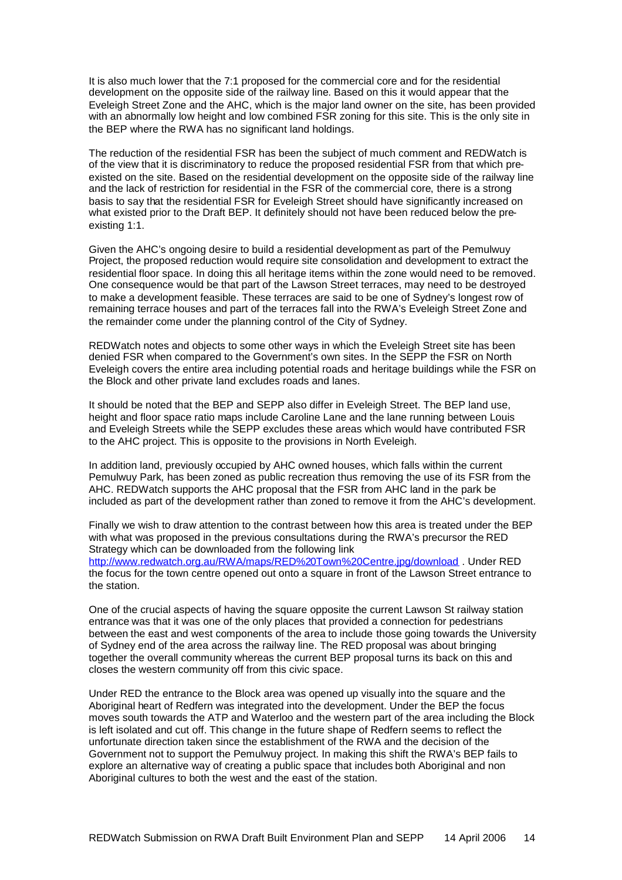It is also much lower that the 7:1 proposed for the commercial core and for the residential development on the opposite side of the railway line. Based on this it would appear that the Eveleigh Street Zone and the AHC, which is the major land owner on the site, has been provided with an abnormally low height and low combined FSR zoning for this site. This is the only site in the BEP where the RWA has no significant land holdings.

The reduction of the residential FSR has been the subject of much comment and REDWatch is of the view that it is discriminatory to reduce the proposed residential FSR from that which pre-existed on the site. Based on the residential development on the opposite side of the railway line and the lack of restriction for residential in the FSR of the commercial core, there is a strong basis to say that the residential FSR for Eveleigh Street should have significantly increased on what existed prior to the Draft BEP. It definitely should not have been reduced below the pre-existing 1:1.

Given the AHC's ongoing desire to build a residential development as part of the Pemulwuy Project, the proposed reduction would require site consolidation and development to extract the residential floor space. In doing this all heritage items within the zone would need to be removed. One consequence would be that part of the Lawson Street terraces, may need to be destroyed to make a development feasible. These terraces are said to be one of Sydney's longest row of remaining terrace houses and part of the terraces fall into the RWA's Eveleigh Street Zone and the remainder come under the planning control of the City of Sydney.

REDWatch notes and objects to some other ways in which the Eveleigh Street site has been denied FSR when compared to the Government's own sites. In the SEPP the FSR on North Eveleigh covers the entire area including potential roads and heritage buildings while the FSR on the Block and other private land excludes roads and lanes.

It should be noted that the BEP and SEPP also differ in Eveleigh Street. The BEP land use, height and floor space ratio maps include Caroline Lane and the lane running between Louis and Eveleigh Streets while the SEPP excludes these areas which would have contributed FSR to the AHC project. This is opposite to the provisions in North Eveleigh.

In addition land, previously occupied by AHC owned houses, which falls within the current Pemulwuy Park, has been zoned as public recreation thus removing the use of its FSR from the AHC. REDWatch supports the AHC proposal that the FSR from AHC land in the park be included as part of the development rather than zoned to remove it from the AHC's development.

Finally we wish to draw attention to the contrast between how this area is treated under the BEP with what was proposed in the previous consultations during the RWA's precursor the RED Strategy which can be downloaded from the following link http://www.redwatch.org.au/RWA/maps/RED%20Town%20Centre.jpg/download . Under RED the focus for the town centre opened out onto a square in front of the Lawson Street entrance to the station.

One of the crucial aspects of having the square opposite the current Lawson St railway station entrance was that it was one of the only places that provided a connection for pedestrians between the east and west components of the area to include those going towards the University of Sydney end of the area across the railway line. The RED proposal was about bringing together the overall community whereas the current BEP proposal turns its back on this and closes the western community off from this civic space.

Under RED the entrance to the Block area was opened up visually into the square and the Aboriginal heart of Redfern was integrated into the development. Under the BEP the focus moves south towards the ATP and Waterloo and the western part of the area including the Block is left isolated and cut off. This change in the future shape of Redfern seems to reflect the unfortunate direction taken since the establishment of the RWA and the decision of the Government not to support the Pemulwuy project. In making this shift the RWA's BEP fails to explore an alternative way of creating a public space that includes both Aboriginal and non Aboriginal cultures to both the west and the east of the station.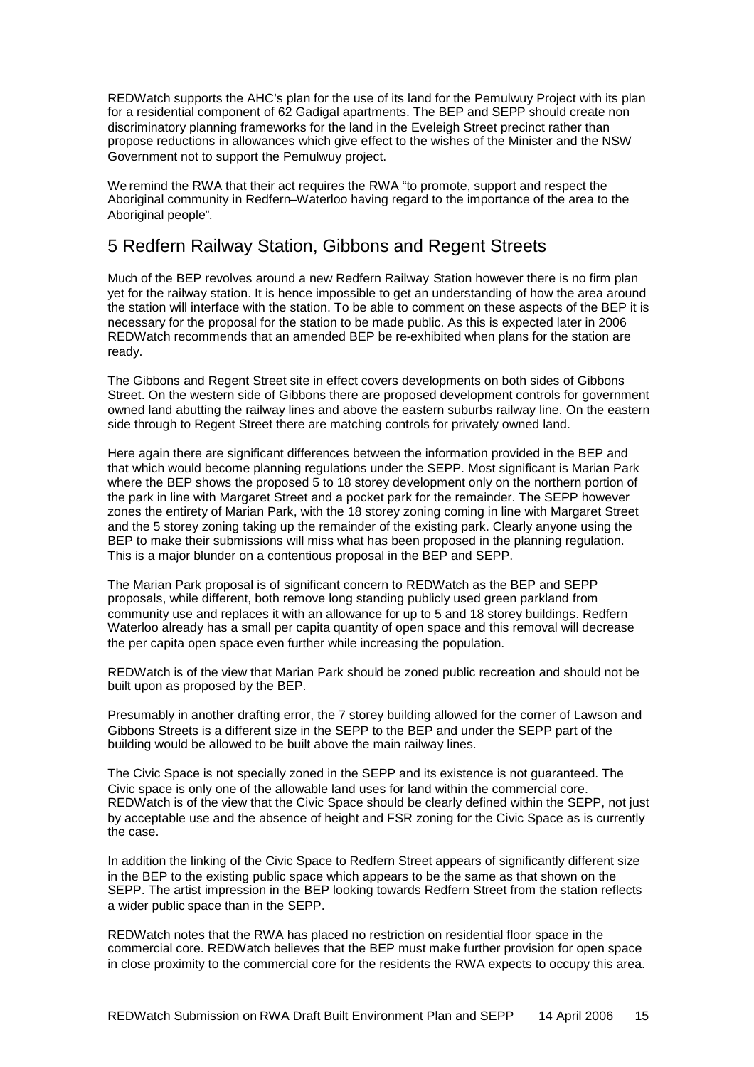REDWatch supports the AHC's plan for the use of its land for the Pemulwuy Project with its plan for a residential component of 62 Gadigal apartments. The BEP and SEPP should create non discriminatory planning frameworks for the land in the Eveleigh Street precinct rather than propose reductions in allowances which give effect to the wishes of the Minister and the NSW Government not to support the Pemulwuy project.

We remind the RWA that their act requires the RWA "to promote, support and respect the Aboriginal community in Redfern–Waterloo having regard to the importance of the area to the Aboriginal people".

## 5 Redfern Railway Station, Gibbons and Regent Streets

Much of the BEP revolves around a new Redfern Railway Station however there is no firm plan yet for the railway station. It is hence impossible to get an understanding of how the area around the station will interface with the station. To be able to comment on these aspects of the BEP it is necessary for the proposal for the station to be made public. As this is expected later in 2006 REDWatch recommends that an amended BEP be re-exhibited when plans for the station are ready.

The Gibbons and Regent Street site in effect covers developments on both sides of Gibbons Street. On the western side of Gibbons there are proposed development controls for government owned land abutting the railway lines and above the eastern suburbs railway line. On the eastern side through to Regent Street there are matching controls for privately owned land.

Here again there are significant differences between the information provided in the BEP and that which would become planning regulations under the SEPP. Most significant is Marian Park where the BEP shows the proposed 5 to 18 storey development only on the northern portion of the park in line with Margaret Street and a pocket park for the remainder. The SEPP however zones the entirety of Marian Park, with the 18 storey zoning coming in line with Margaret Street and the 5 storey zoning taking up the remainder of the existing park. Clearly anyone using the BEP to make their submissions will miss what has been proposed in the planning regulation. This is a major blunder on a contentious proposal in the BEP and SEPP.

The Marian Park proposal is of significant concern to REDWatch as the BEP and SEPP proposals, while different, both remove long standing publicly used green parkland from community use and replaces it with an allowance for up to 5 and 18 storey buildings. Redfern Waterloo already has a small per capita quantity of open space and this removal will decrease the per capita open space even further while increasing the population.

REDWatch is of the view that Marian Park should be zoned public recreation and should not be built upon as proposed by the BEP.

Presumably in another drafting error, the 7 storey building allowed for the corner of Lawson and Gibbons Streets is a different size in the SEPP to the BEP and under the SEPP part of the building would be allowed to be built above the main railway lines.

The Civic Space is not specially zoned in the SEPP and its existence is not guaranteed. The Civic space is only one of the allowable land uses for land within the commercial core. REDWatch is of the view that the Civic Space should be clearly defined within the SEPP, not just by acceptable use and the absence of height and FSR zoning for the Civic Space as is currently the case.

In addition the linking of the Civic Space to Redfern Street appears of significantly different size in the BEP to the existing public space which appears to be the same as that shown on the SEPP. The artist impression in the BEP looking towards Redfern Street from the station reflects a wider public space than in the SEPP.

REDWatch notes that the RWA has placed no restriction on residential floor space in the commercial core. REDWatch believes that the BEP must make further provision for open space in close proximity to the commercial core for the residents the RWA expects to occupy this area.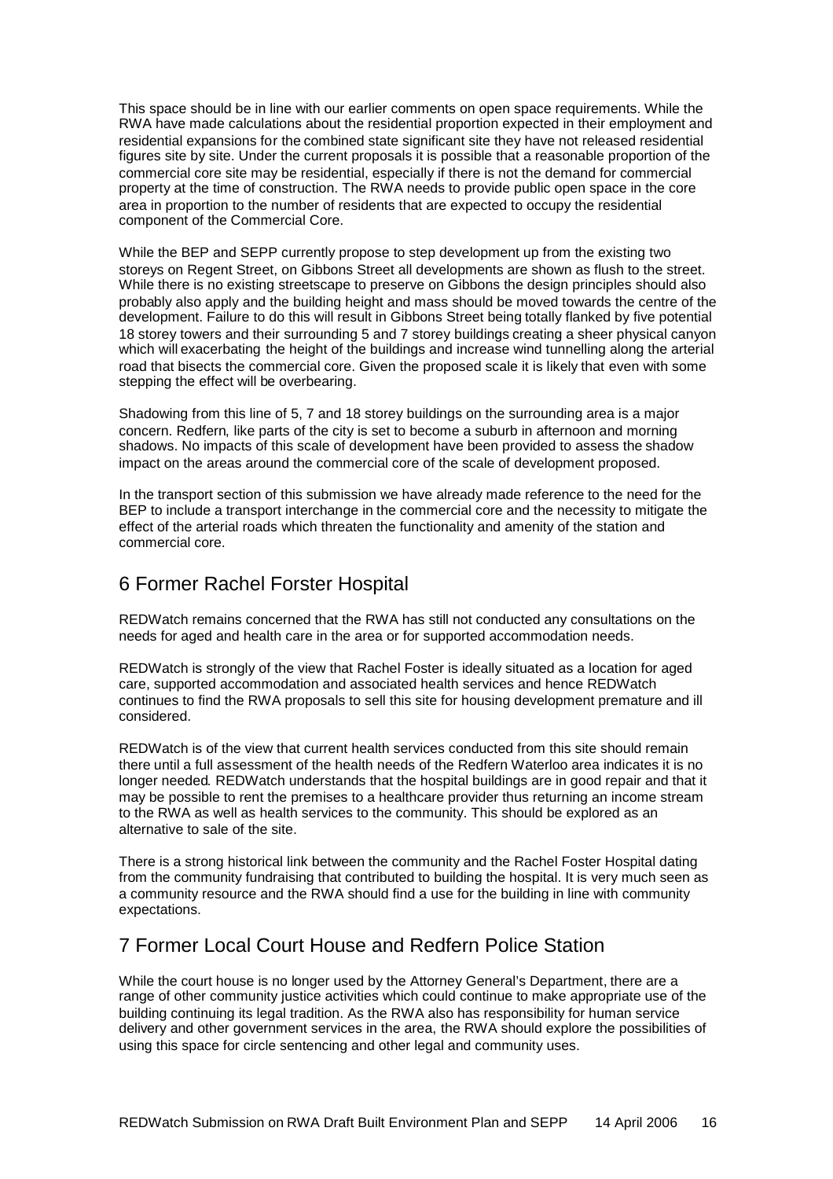This space should be in line with our earlier comments on open space requirements. While the RWA have made calculations about the residential proportion expected in their employment and residential expansions for the combined state significant site they have not released residential figures site by site. Under the current proposals it is possible that a reasonable proportion of the commercial core site may be residential, especially if there is not the demand for commercial property at the time of construction. The RWA needs to provide public open space in the core area in proportion to the number of residents that are expected to occupy the residential component of the Commercial Core.

While the BEP and SEPP currently propose to step development up from the existing two storeys on Regent Street, on Gibbons Street all developments are shown as flush to the street. While there is no existing streetscape to preserve on Gibbons the design principles should also probably also apply and the building height and mass should be moved towards the centre of the development. Failure to do this will result in Gibbons Street being totally flanked by five potential 18 storey towers and their surrounding 5 and 7 storey buildings creating a sheer physical canyon which will exacerbating the height of the buildings and increase wind tunnelling along the arterial road that bisects the commercial core. Given the proposed scale it is likely that even with some stepping the effect will be overbearing.

Shadowing from this line of 5, 7 and 18 storey buildings on the surrounding area is a major concern. Redfern, like parts of the city is set to become a suburb in afternoon and morning shadows. No impacts of this scale of development have been provided to assess the shadow impact on the areas around the commercial core of the scale of development proposed.

In the transport section of this submission we have already made reference to the need for the BEP to include a transport interchange in the commercial core and the necessity to mitigate the effect of the arterial roads which threaten the functionality and amenity of the station and commercial core.

## 6 Former Rachel Forster Hospital

REDWatch remains concerned that the RWA has still not conducted any consultations on the needs for aged and health care in the area or for supported accommodation needs.

REDWatch is strongly of the view that Rachel Foster is ideally situated as a location for aged care, supported accommodation and associated health services and hence REDWatch continues to find the RWA proposals to sell this site for housing development premature and ill considered.

REDWatch is of the view that current health services conducted from this site should remain there until a full assessment of the health needs of the Redfern Waterloo area indicates it is no longer needed. REDWatch understands that the hospital buildings are in good repair and that it may be possible to rent the premises to a healthcare provider thus returning an income stream to the RWA as well as health services to the community. This should be explored as an alternative to sale of the site.

There is a strong historical link between the community and the Rachel Foster Hospital dating from the community fundraising that contributed to building the hospital. It is very much seen as a community resource and the RWA should find a use for the building in line with community expectations.

## 7 Former Local Court House and Redfern Police Station

While the court house is no longer used by the Attorney General's Department, there are a range of other community justice activities which could continue to make appropriate use of the building continuing its legal tradition. As the RWA also has responsibility for human service delivery and other government services in the area, the RWA should explore the possibilities of using this space for circle sentencing and other legal and community uses.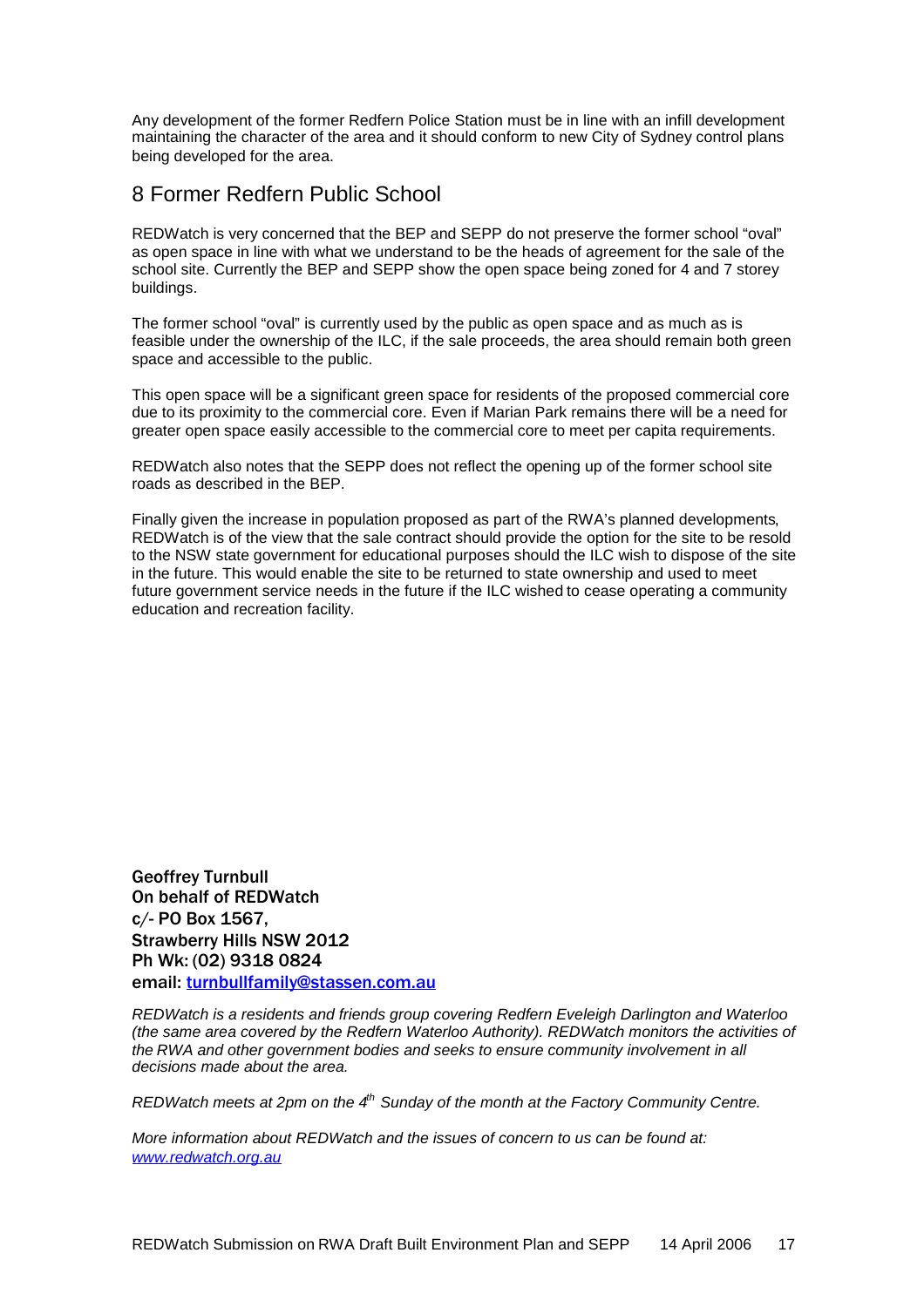Any development of the former Redfern Police Station must be in line with an infill development maintaining the character of the area and it should conform to new City of Sydney control plans being developed for the area.

## 8 Former Redfern Public School

REDWatch is very concerned that the BEP and SEPP do not preserve the former school "oval" as open space in line with what we understand to be the heads of agreement for the sale of the school site. Currently the BEP and SEPP show the open space being zoned for 4 and 7 storey buildings.

The former school "oval" is currently used by the public as open space and as much as is feasible under the ownership of the ILC, if the sale proceeds, the area should remain both green space and accessible to the public.

This open space will be a significant green space for residents of the proposed commercial core due to its proximity to the commercial core. Even if Marian Park remains there will be a need for greater open space easily accessible to the commercial core to meet per capita requirements.

REDWatch also notes that the SEPP does not reflect the opening up of the former school site roads as described in the BEP.

Finally given the increase in population proposed as part of the RWA's planned developments, REDWatch is of the view that the sale contract should provide the option for the site to be resold to the NSW state government for educational purposes should the ILC wish to dispose of the site in the future. This would enable the site to be returned to state ownership and used to meet future government service needs in the future if the ILC wished to cease operating a community education and recreation facility.

**Geoffrey Turnbull**
**On behalf of REDWatch**
**c/- PO Box 1567,**
**Strawberry Hills NSW 2012**
**Ph Wk: (02) 9318 0824**
**email: turnbullfamily@stassen.com.au**

*REDWatch is a residents and friends group covering Redfern Eveleigh Darlington and Waterloo (the same area covered by the Redfern Waterloo Authority). REDWatch monitors the activities of the RWA and other government bodies and seeks to ensure community involvement in all decisions made about the area.*

*REDWatch meets at 2pm on the 4th Sunday of the month at the Factory Community Centre.*

*More information about REDWatch and the issues of concern to us can be found at: www.redwatch.org.au*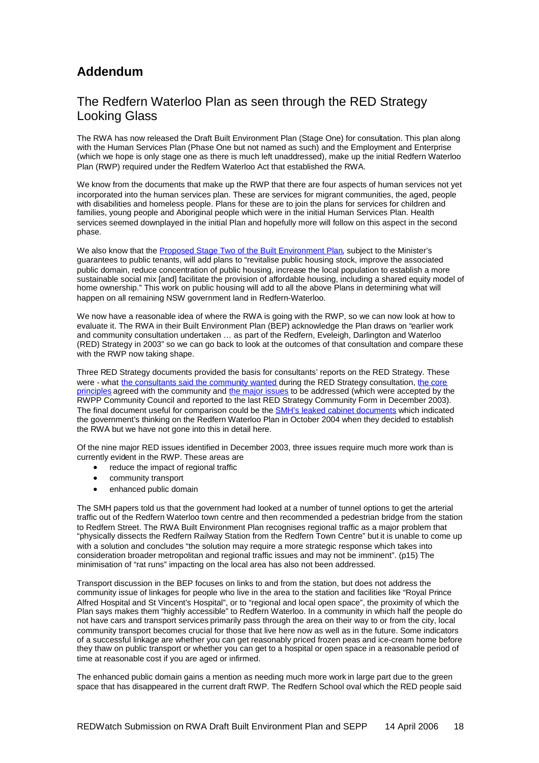## Addendum

### The Redfern Waterloo Plan as seen through the RED Strategy Looking Glass

The RWA has now released the Draft Built Environment Plan (Stage One) for consultation. This plan along with the Human Services Plan (Phase One but not named as such) and the Employment and Enterprise (which we hope is only stage one as there is much left unaddressed), make up the initial Redfern Waterloo Plan (RWP) required under the Redfern Waterloo Act that established the RWA.

We know from the documents that make up the RWP that there are four aspects of human services not yet incorporated into the human services plan. These are services for migrant communities, the aged, people with disabilities and homeless people. Plans for these are to join the plans for services for children and families, young people and Aboriginal people which were in the initial Human Services Plan. Health services seemed downplayed in the initial Plan and hopefully more will follow on this aspect in the second phase.

We also know that the Proposed Stage Two of the Built Environment Plan, subject to the Minister's guarantees to public tenants, will add plans to "revitalise public housing stock, improve the associated public domain, reduce concentration of public housing, increase the local population to establish a more sustainable social mix [and] facilitate the provision of affordable housing, including a shared equity model of home ownership." This work on public housing will add to all the above Plans in determining what will happen on all remaining NSW government land in Redfern-Waterloo.

We now have a reasonable idea of where the RWA is going with the RWP, so we can now look at how to evaluate it. The RWA in their Built Environment Plan (BEP) acknowledge the Plan draws on "earlier work and community consultation undertaken … as part of the Redfern, Eveleigh, Darlington and Waterloo (RED) Strategy in 2003" so we can go back to look at the outcomes of that consultation and compare these with the RWP now taking shape.

Three RED Strategy documents provided the basis for consultants' reports on the RED Strategy. These were - what the consultants said the community wanted during the RED Strategy consultation, the core principles agreed with the community and the major issues to be addressed (which were accepted by the RWPP Community Council and reported to the last RED Strategy Community Form in December 2003). The final document useful for comparison could be the SMH's leaked cabinet documents which indicated the government's thinking on the Redfern Waterloo Plan in October 2004 when they decided to establish the RWA but we have not gone into this in detail here.

Of the nine major RED issues identified in December 2003, three issues require much more work than is currently evident in the RWP. These areas are

- reduce the impact of regional traffic
- community transport
- enhanced public domain

The SMH papers told us that the government had looked at a number of tunnel options to get the arterial traffic out of the Redfern Waterloo town centre and then recommended a pedestrian bridge from the station to Redfern Street. The RWA Built Environment Plan recognises regional traffic as a major problem that "physically dissects the Redfern Railway Station from the Redfern Town Centre" but it is unable to come up with a solution and concludes "the solution may require a more strategic response which takes into consideration broader metropolitan and regional traffic issues and may not be imminent". (p15) The minimisation of "rat runs" impacting on the local area has also not been addressed.

Transport discussion in the BEP focuses on links to and from the station, but does not address the community issue of linkages for people who live in the area to the station and facilities like "Royal Prince Alfred Hospital and St Vincent's Hospital", or to "regional and local open space", the proximity of which the Plan says makes them "highly accessible" to Redfern Waterloo. In a community in which half the people do not have cars and transport services primarily pass through the area on their way to or from the city, local community transport becomes crucial for those that live here now as well as in the future. Some indicators of a successful linkage are whether you can get reasonably priced frozen peas and ice-cream home before they thaw on public transport or whether you can get to a hospital or open space in a reasonable period of time at reasonable cost if you are aged or infirmed.

The enhanced public domain gains a mention as needing much more work in large part due to the green space that has disappeared in the current draft RWP. The Redfern School oval which the RED people said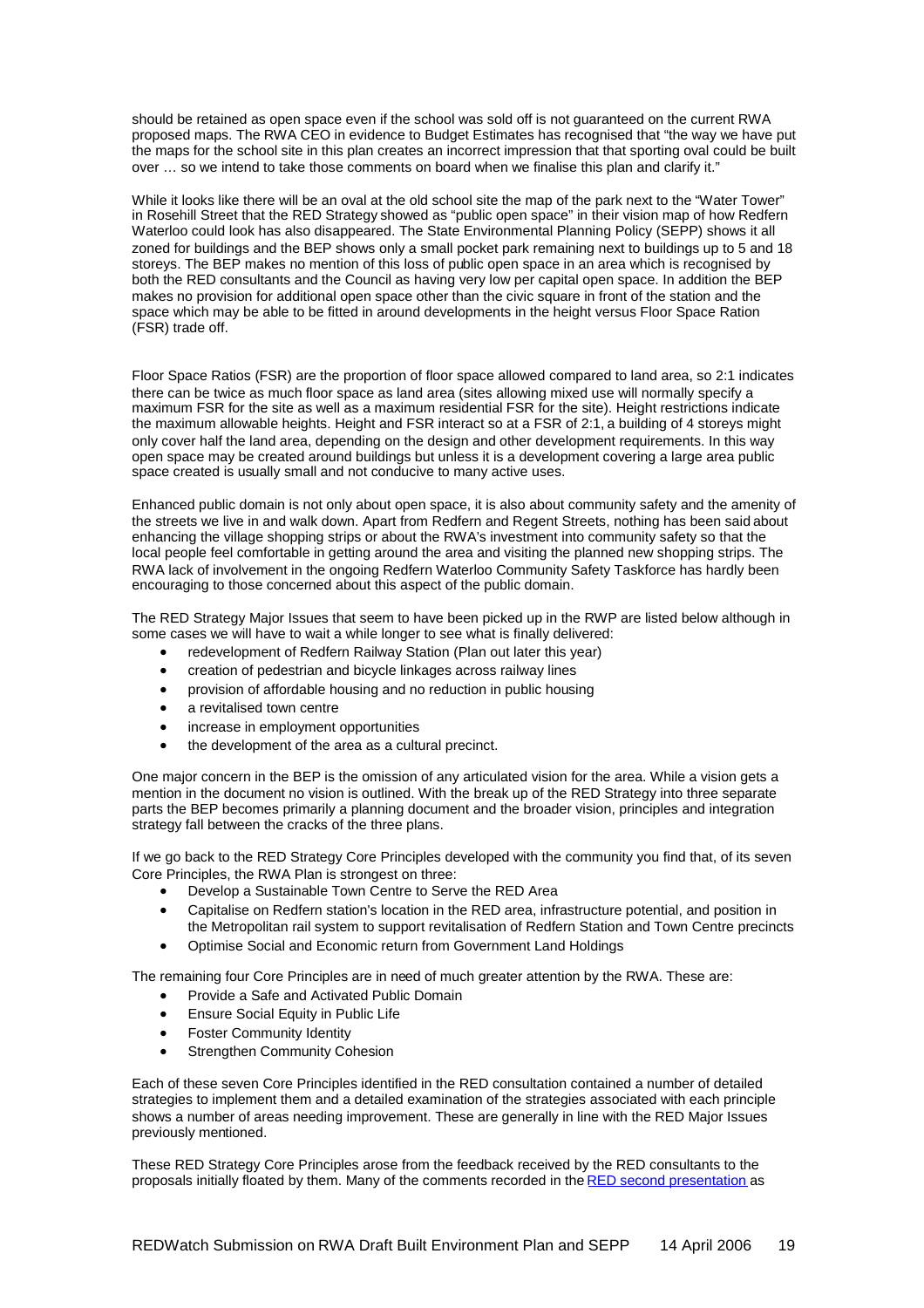should be retained as open space even if the school was sold off is not guaranteed on the current RWA proposed maps. The RWA CEO in evidence to Budget Estimates has recognised that "the way we have put the maps for the school site in this plan creates an incorrect impression that that sporting oval could be built over … so we intend to take those comments on board when we finalise this plan and clarify it."

While it looks like there will be an oval at the old school site the map of the park next to the "Water Tower" in Rosehill Street that the RED Strategy showed as "public open space" in their vision map of how Redfern Waterloo could look has also disappeared. The State Environmental Planning Policy (SEPP) shows it all zoned for buildings and the BEP shows only a small pocket park remaining next to buildings up to 5 and 18 storeys. The BEP makes no mention of this loss of public open space in an area which is recognised by both the RED consultants and the Council as having very low per capital open space. In addition the BEP makes no provision for additional open space other than the civic square in front of the station and the space which may be able to be fitted in around developments in the height versus Floor Space Ration (FSR) trade off.

Floor Space Ratios (FSR) are the proportion of floor space allowed compared to land area, so 2:1 indicates there can be twice as much floor space as land area (sites allowing mixed use will normally specify a maximum FSR for the site as well as a maximum residential FSR for the site). Height restrictions indicate the maximum allowable heights. Height and FSR interact so at a FSR of 2:1, a building of 4 storeys might only cover half the land area, depending on the design and other development requirements. In this way open space may be created around buildings but unless it is a development covering a large area public space created is usually small and not conducive to many active uses.

Enhanced public domain is not only about open space, it is also about community safety and the amenity of the streets we live in and walk down. Apart from Redfern and Regent Streets, nothing has been said about enhancing the village shopping strips or about the RWA's investment into community safety so that the local people feel comfortable in getting around the area and visiting the planned new shopping strips. The RWA lack of involvement in the ongoing Redfern Waterloo Community Safety Taskforce has hardly been encouraging to those concerned about this aspect of the public domain.

The RED Strategy Major Issues that seem to have been picked up in the RWP are listed below although in some cases we will have to wait a while longer to see what is finally delivered:

- redevelopment of Redfern Railway Station (Plan out later this year)
- creation of pedestrian and bicycle linkages across railway lines
- provision of affordable housing and no reduction in public housing
- a revitalised town centre
- increase in employment opportunities
- the development of the area as a cultural precinct.

One major concern in the BEP is the omission of any articulated vision for the area. While a vision gets a mention in the document no vision is outlined. With the break up of the RED Strategy into three separate parts the BEP becomes primarily a planning document and the broader vision, principles and integration strategy fall between the cracks of the three plans.

If we go back to the RED Strategy Core Principles developed with the community you find that, of its seven Core Principles, the RWA Plan is strongest on three:

- Develop a Sustainable Town Centre to Serve the RED Area
- Capitalise on Redfern station's location in the RED area, infrastructure potential, and position in the Metropolitan rail system to support revitalisation of Redfern Station and Town Centre precincts
- Optimise Social and Economic return from Government Land Holdings

The remaining four Core Principles are in need of much greater attention by the RWA. These are:

- Provide a Safe and Activated Public Domain
- Ensure Social Equity in Public Life
- Foster Community Identity
- Strengthen Community Cohesion

Each of these seven Core Principles identified in the RED consultation contained a number of detailed strategies to implement them and a detailed examination of the strategies associated with each principle shows a number of areas needing improvement. These are generally in line with the RED Major Issues previously mentioned.

These RED Strategy Core Principles arose from the feedback received by the RED consultants to the proposals initially floated by them. Many of the comments recorded in the RED second presentation as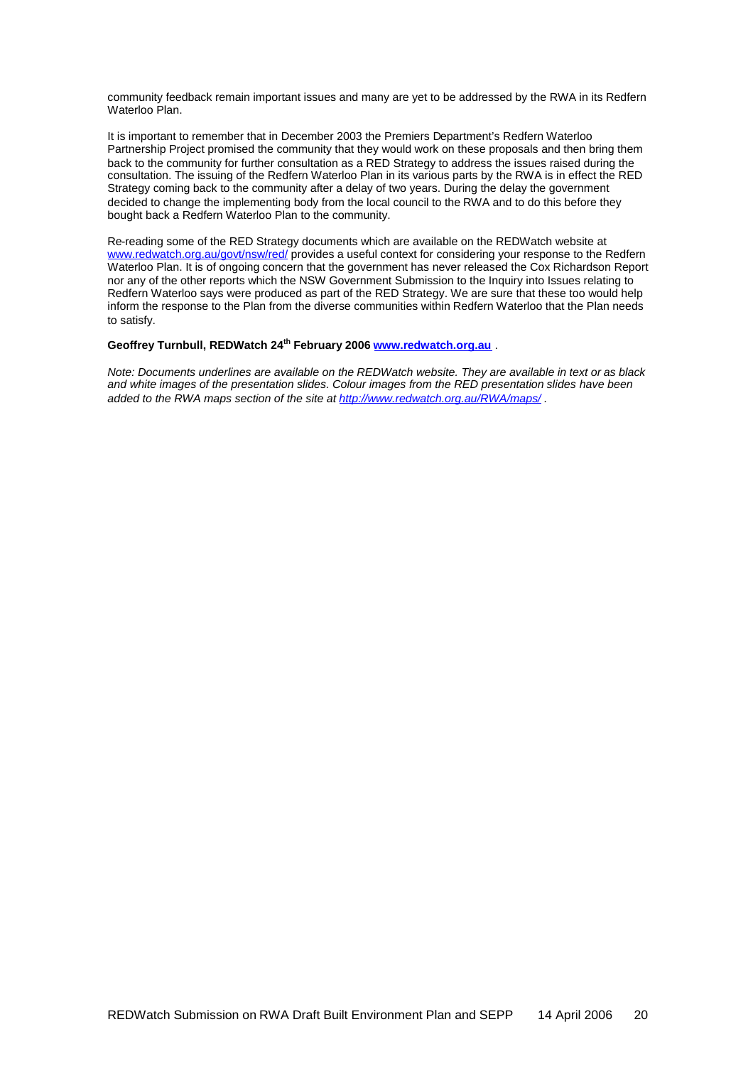community feedback remain important issues and many are yet to be addressed by the RWA in its Redfern Waterloo Plan.

It is important to remember that in December 2003 the Premiers Department's Redfern Waterloo Partnership Project promised the community that they would work on these proposals and then bring them back to the community for further consultation as a RED Strategy to address the issues raised during the consultation. The issuing of the Redfern Waterloo Plan in its various parts by the RWA is in effect the RED Strategy coming back to the community after a delay of two years. During the delay the government decided to change the implementing body from the local council to the RWA and to do this before they bought back a Redfern Waterloo Plan to the community.

Re-reading some of the RED Strategy documents which are available on the REDWatch website at www.redwatch.org.au/govt/nsw/red/ provides a useful context for considering your response to the Redfern Waterloo Plan. It is of ongoing concern that the government has never released the Cox Richardson Report nor any of the other reports which the NSW Government Submission to the Inquiry into Issues relating to Redfern Waterloo says were produced as part of the RED Strategy. We are sure that these too would help inform the response to the Plan from the diverse communities within Redfern Waterloo that the Plan needs to satisfy.

**Geoffrey Turnbull, REDWatch 24th February 2006 www.redwatch.org.au** .

*Note: Documents underlines are available on the REDWatch website. They are available in text or as black and white images of the presentation slides. Colour images from the RED presentation slides have been added to the RWA maps section of the site at http://www.redwatch.org.au/RWA/maps/ .*